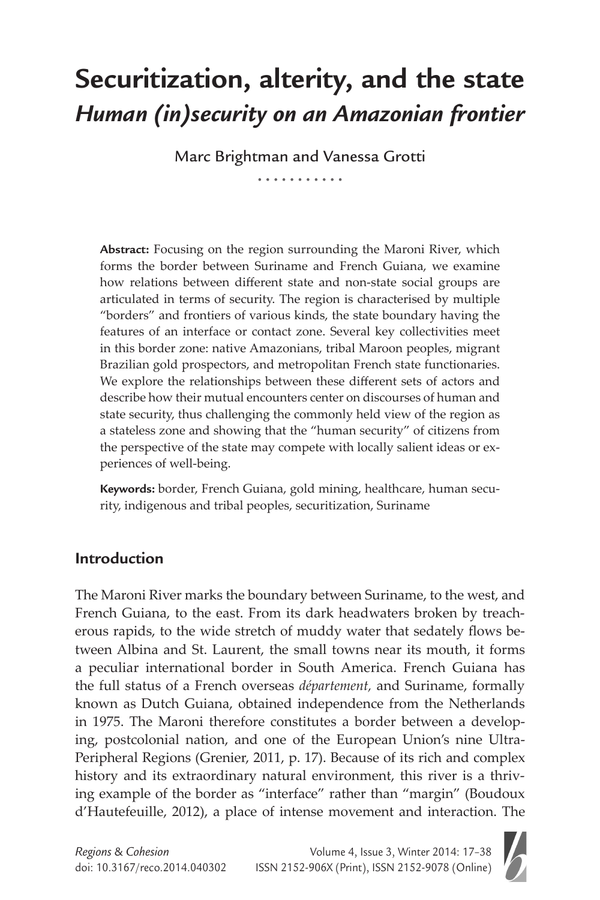# Securitization, alterity, and the state

## *Human (in)security on an Amazonian frontier*

Marc Brightman and Vanessa Grotti

**Abstract:** Focusing on the region surrounding the Maroni River, which forms the border between Suriname and French Guiana, we examine how relations between different state and non-state social groups are articulated in terms of security. The region is characterised by multiple "borders" and frontiers of various kinds, the state boundary having the features of an interface or contact zone. Several key collectivities meet in this border zone: native Amazonians, tribal Maroon peoples, migrant Brazilian gold prospectors, and metropolitan French state functionaries. We explore the relationships between these different sets of actors and describe how their mutual encounters center on discourses of human and state security, thus challenging the commonly held view of the region as a stateless zone and showing that the "human security" of citizens from the perspective of the state may compete with locally salient ideas or experiences of well-being.

**Keywords:** border, French Guiana, gold mining, healthcare, human security, indigenous and tribal peoples, securitization, Suriname

## Introduction

The Maroni River marks the boundary between Suriname, to the west, and French Guiana, to the east. From its dark headwaters broken by treacherous rapids, to the wide stretch of muddy water that sedately flows between Albina and St. Laurent, the small towns near its mouth, it forms a peculiar international border in South America. French Guiana has the full status of a French overseas *département*, and Suriname, formally known as Dutch Guiana, obtained independence from the Netherlands in 1975. The Maroni therefore constitutes a border between a developing, postcolonial nation, and one of the European Union's nine Ultra-Peripheral Regions (Grenier, 2011, p. 17). Because of its rich and complex history and its extraordinary natural environment, this river is a thriving example of the border as "interface" rather than "margin" (Boudoux d'Hautefeuille, 2012), a place of intense movement and interaction. The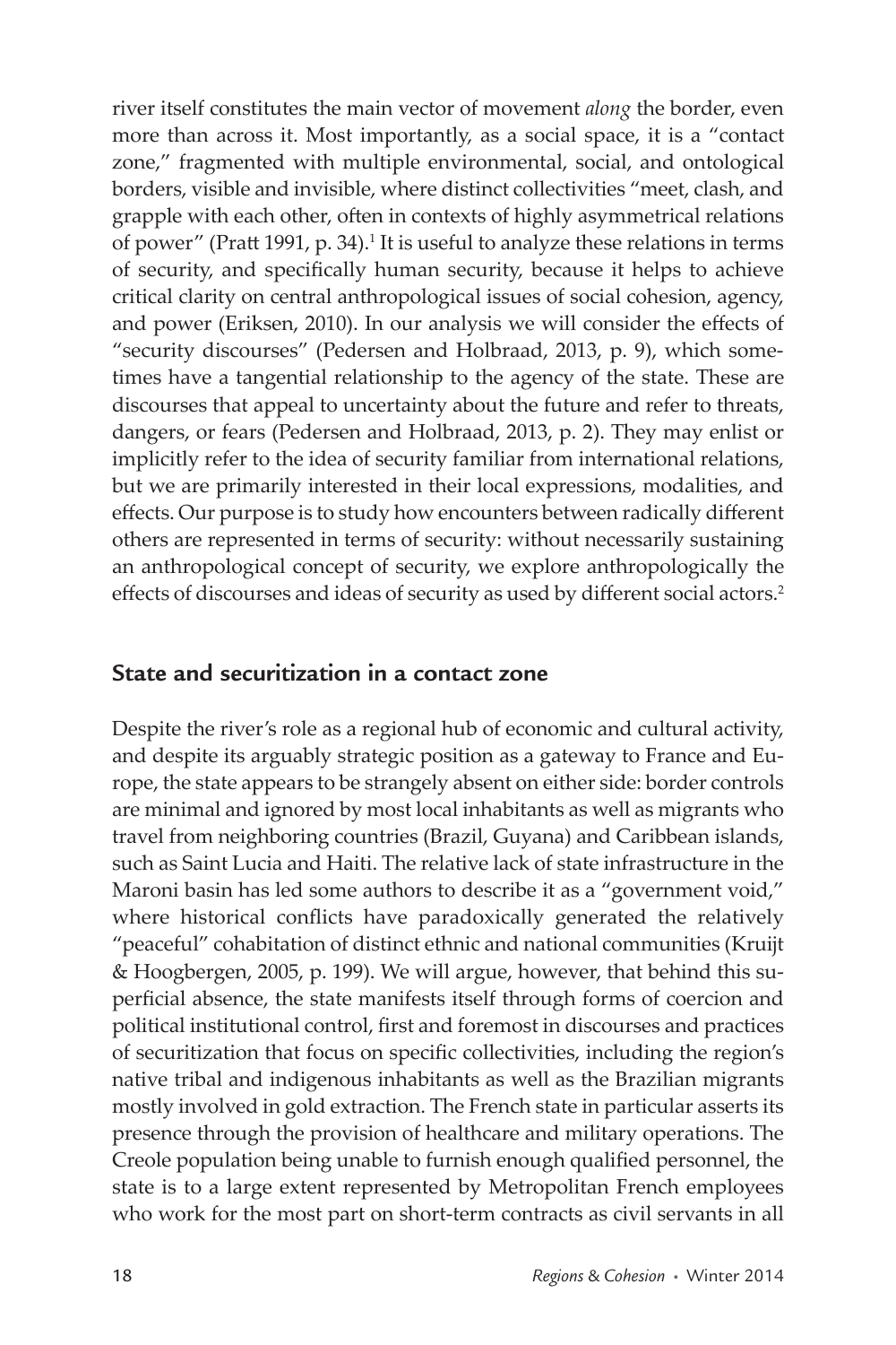river itself constitutes the main vector of movement *along* the border, even more than across it. Most importantly, as a social space, it is a "contact zone," fragmented with multiple environmental, social, and ontological borders, visible and invisible, where distinct collectivities "meet, clash, and grapple with each other, often in contexts of highly asymmetrical relations of power" (Pratt 1991, p. 34).[1] It is useful to analyze these relations in terms of security, and specifically human security, because it helps to achieve critical clarity on central anthropological issues of social cohesion, agency, and power (Eriksen, 2010). In our analysis we will consider the effects of "security discourses" (Pedersen and Holbraad, 2013, p. 9), which sometimes have a tangential relationship to the agency of the state. These are discourses that appeal to uncertainty about the future and refer to threats, dangers, or fears (Pedersen and Holbraad, 2013, p. 2). They may enlist or implicitly refer to the idea of security familiar from international relations, but we are primarily interested in their local expressions, modalities, and effects. Our purpose is to study how encounters between radically different others are represented in terms of security: without necessarily sustaining an anthropological concept of security, we explore anthropologically the effects of discourses and ideas of security as used by different social actors.[2]

## State and securitization in a contact zone

Despite the river's role as a regional hub of economic and cultural activity, and despite its arguably strategic position as a gateway to France and Europe, the state appears to be strangely absent on either side: border controls are minimal and ignored by most local inhabitants as well as migrants who travel from neighboring countries (Brazil, Guyana) and Caribbean islands, such as Saint Lucia and Haiti. The relative lack of state infrastructure in the Maroni basin has led some authors to describe it as a "government void," where historical conflicts have paradoxically generated the relatively "peaceful" cohabitation of distinct ethnic and national communities (Kruijt & Hoogbergen, 2005, p. 199). We will argue, however, that behind this superficial absence, the state manifests itself through forms of coercion and political institutional control, first and foremost in discourses and practices of securitization that focus on specific collectivities, including the region's native tribal and indigenous inhabitants as well as the Brazilian migrants mostly involved in gold extraction. The French state in particular asserts its presence through the provision of healthcare and military operations. The Creole population being unable to furnish enough qualified personnel, the state is to a large extent represented by Metropolitan French employees who work for the most part on short-term contracts as civil servants in all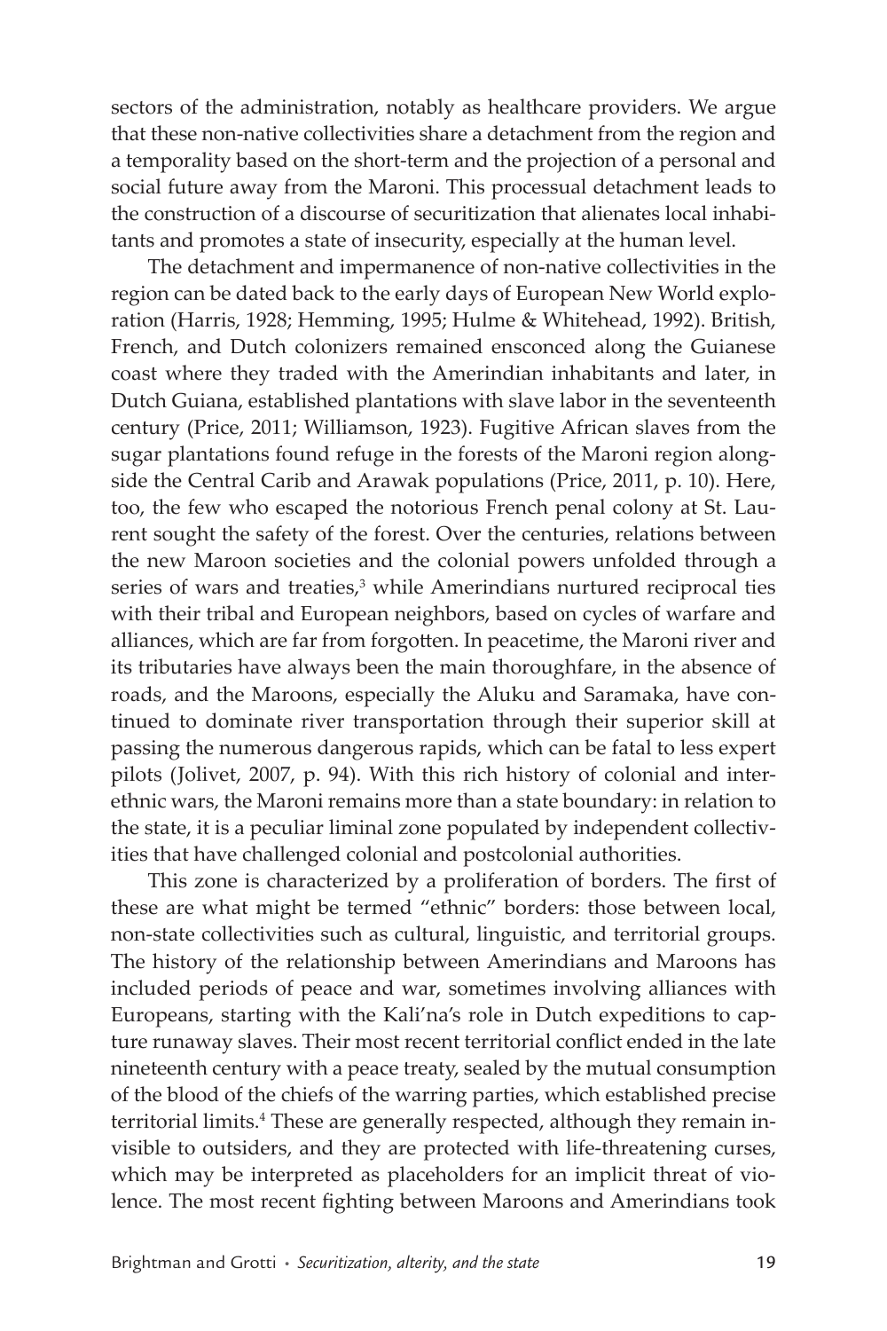sectors of the administration, notably as healthcare providers. We argue that these non-native collectivities share a detachment from the region and a temporality based on the short-term and the projection of a personal and social future away from the Maroni. This processual detachment leads to the construction of a discourse of securitization that alienates local inhabitants and promotes a state of insecurity, especially at the human level.

The detachment and impermanence of non-native collectivities in the region can be dated back to the early days of European New World exploration (Harris, 1928; Hemming, 1995; Hulme & Whitehead, 1992). British, French, and Dutch colonizers remained ensconced along the Guianese coast where they traded with the Amerindian inhabitants and later, in Dutch Guiana, established plantations with slave labor in the seventeenth century (Price, 2011; Williamson, 1923). Fugitive African slaves from the sugar plantations found refuge in the forests of the Maroni region alongside the Central Carib and Arawak populations (Price, 2011, p. 10). Here, too, the few who escaped the notorious French penal colony at St. Laurent sought the safety of the forest. Over the centuries, relations between the new Maroon societies and the colonial powers unfolded through a series of wars and treaties,[3] while Amerindians nurtured reciprocal ties with their tribal and European neighbors, based on cycles of warfare and alliances, which are far from forgotten. In peacetime, the Maroni river and its tributaries have always been the main thoroughfare, in the absence of roads, and the Maroons, especially the Aluku and Saramaka, have continued to dominate river transportation through their superior skill at passing the numerous dangerous rapids, which can be fatal to less expert pilots (Jolivet, 2007, p. 94). With this rich history of colonial and interethnic wars, the Maroni remains more than a state boundary: in relation to the state, it is a peculiar liminal zone populated by independent collectivities that have challenged colonial and postcolonial authorities.

This zone is characterized by a proliferation of borders. The first of these are what might be termed "ethnic" borders: those between local, non-state collectivities such as cultural, linguistic, and territorial groups. The history of the relationship between Amerindians and Maroons has included periods of peace and war, sometimes involving alliances with Europeans, starting with the Kali'na's role in Dutch expeditions to capture runaway slaves. Their most recent territorial conflict ended in the late nineteenth century with a peace treaty, sealed by the mutual consumption of the blood of the chiefs of the warring parties, which established precise territorial limits.[4] These are generally respected, although they remain invisible to outsiders, and they are protected with life-threatening curses, which may be interpreted as placeholders for an implicit threat of violence. The most recent fighting between Maroons and Amerindians took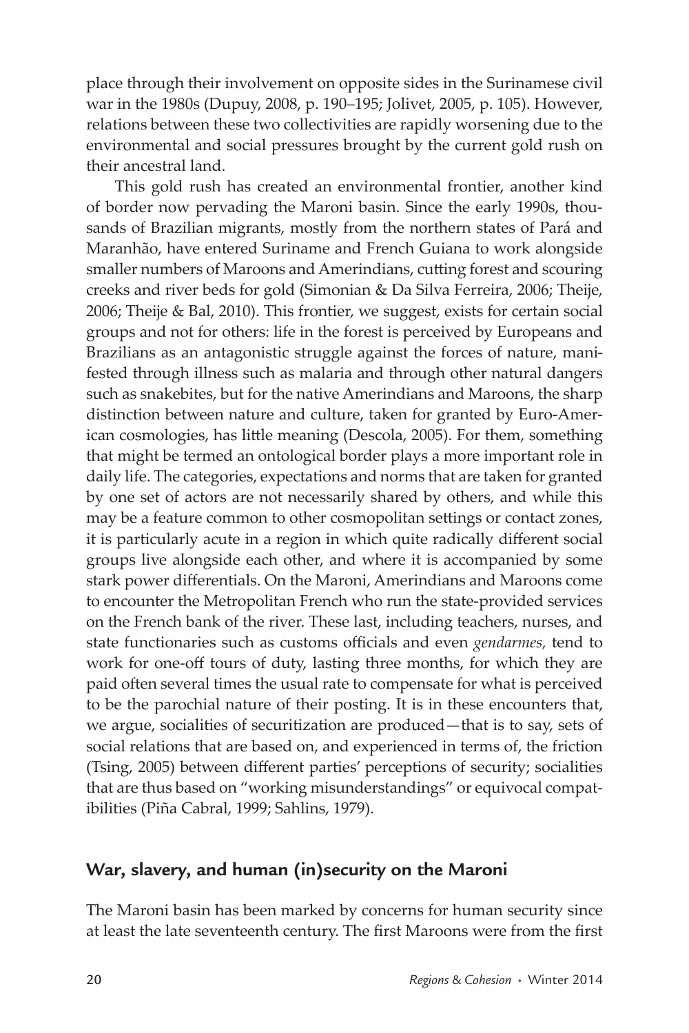place through their involvement on opposite sides in the Surinamese civil war in the 1980s (Dupuy, 2008, p. 190–195; Jolivet, 2005, p. 105). However, relations between these two collectivities are rapidly worsening due to the environmental and social pressures brought by the current gold rush on their ancestral land.

This gold rush has created an environmental frontier, another kind of border now pervading the Maroni basin. Since the early 1990s, thousands of Brazilian migrants, mostly from the northern states of Pará and Maranhão, have entered Suriname and French Guiana to work alongside smaller numbers of Maroons and Amerindians, cutting forest and scouring creeks and river beds for gold (Simonian & Da Silva Ferreira, 2006; Theije, 2006; Theije & Bal, 2010). This frontier, we suggest, exists for certain social groups and not for others: life in the forest is perceived by Europeans and Brazilians as an antagonistic struggle against the forces of nature, manifested through illness such as malaria and through other natural dangers such as snakebites, but for the native Amerindians and Maroons, the sharp distinction between nature and culture, taken for granted by Euro-American cosmologies, has little meaning (Descola, 2005). For them, something that might be termed an ontological border plays a more important role in daily life. The categories, expectations and norms that are taken for granted by one set of actors are not necessarily shared by others, and while this may be a feature common to other cosmopolitan settings or contact zones, it is particularly acute in a region in which quite radically different social groups live alongside each other, and where it is accompanied by some stark power differentials. On the Maroni, Amerindians and Maroons come to encounter the Metropolitan French who run the state-provided services on the French bank of the river. These last, including teachers, nurses, and state functionaries such as customs officials and even *gendarmes,* tend to work for one-off tours of duty, lasting three months, for which they are paid often several times the usual rate to compensate for what is perceived to be the parochial nature of their posting. It is in these encounters that, we argue, socialities of securitization are produced—that is to say, sets of social relations that are based on, and experienced in terms of, the friction (Tsing, 2005) between different parties' perceptions of security; socialities that are thus based on "working misunderstandings" or equivocal compatibilities (Piña Cabral, 1999; Sahlins, 1979).

## War, slavery, and human (in)security on the Maroni

The Maroni basin has been marked by concerns for human security since at least the late seventeenth century. The first Maroons were from the first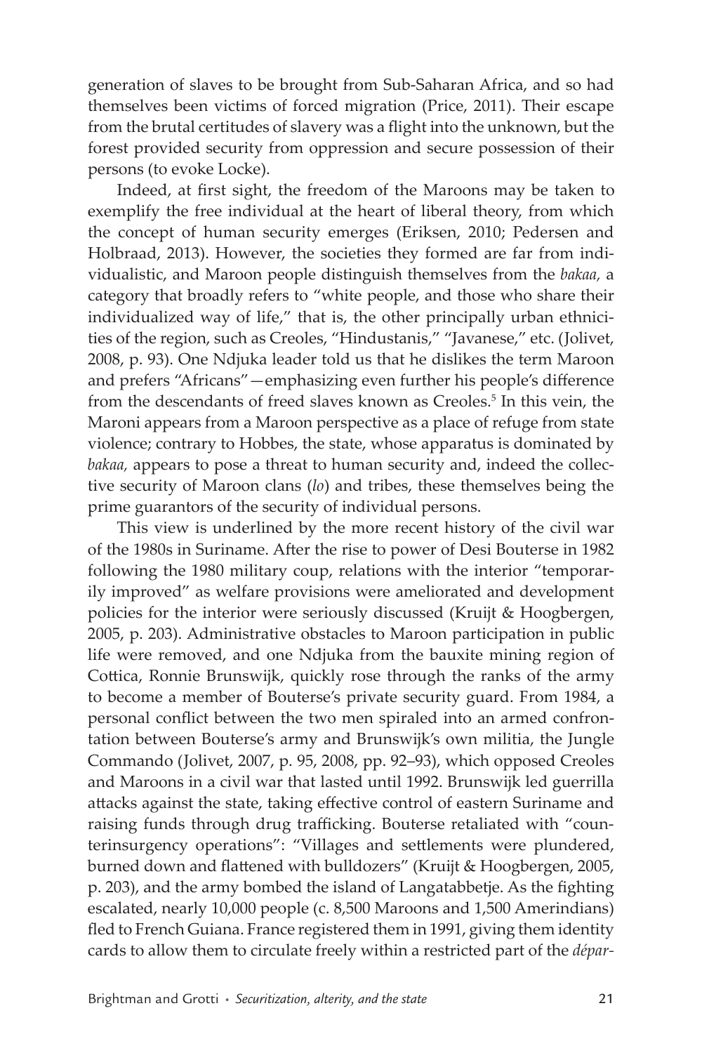generation of slaves to be brought from Sub-Saharan Africa, and so had themselves been victims of forced migration (Price, 2011). Their escape from the brutal certitudes of slavery was a flight into the unknown, but the forest provided security from oppression and secure possession of their persons (to evoke Locke).

Indeed, at first sight, the freedom of the Maroons may be taken to exemplify the free individual at the heart of liberal theory, from which the concept of human security emerges (Eriksen, 2010; Pedersen and Holbraad, 2013). However, the societies they formed are far from individualistic, and Maroon people distinguish themselves from the *bakaa,* a category that broadly refers to "white people, and those who share their individualized way of life," that is, the other principally urban ethnicities of the region, such as Creoles, "Hindustanis," "Javanese," etc. (Jolivet, 2008, p. 93). One Ndjuka leader told us that he dislikes the term Maroon and prefers "Africans"—emphasizing even further his people's difference from the descendants of freed slaves known as Creoles.[5] In this vein, the Maroni appears from a Maroon perspective as a place of refuge from state violence; contrary to Hobbes, the state, whose apparatus is dominated by *bakaa,* appears to pose a threat to human security and, indeed the collective security of Maroon clans (*lo*) and tribes, these themselves being the prime guarantors of the security of individual persons.

This view is underlined by the more recent history of the civil war of the 1980s in Suriname. After the rise to power of Desi Bouterse in 1982 following the 1980 military coup, relations with the interior "temporarily improved" as welfare provisions were ameliorated and development policies for the interior were seriously discussed (Kruijt & Hoogbergen, 2005, p. 203). Administrative obstacles to Maroon participation in public life were removed, and one Ndjuka from the bauxite mining region of Cottica, Ronnie Brunswijk, quickly rose through the ranks of the army to become a member of Bouterse's private security guard. From 1984, a personal conflict between the two men spiraled into an armed confrontation between Bouterse's army and Brunswijk's own militia, the Jungle Commando (Jolivet, 2007, p. 95, 2008, pp. 92–93), which opposed Creoles and Maroons in a civil war that lasted until 1992. Brunswijk led guerrilla attacks against the state, taking effective control of eastern Suriname and raising funds through drug trafficking. Bouterse retaliated with "counterinsurgency operations": "Villages and settlements were plundered, burned down and flattened with bulldozers" (Kruijt & Hoogbergen, 2005, p. 203), and the army bombed the island of Langatabbetje. As the fighting escalated, nearly 10,000 people (c. 8,500 Maroons and 1,500 Amerindians) fled to French Guiana. France registered them in 1991, giving them identity cards to allow them to circulate freely within a restricted part of the *dépar-*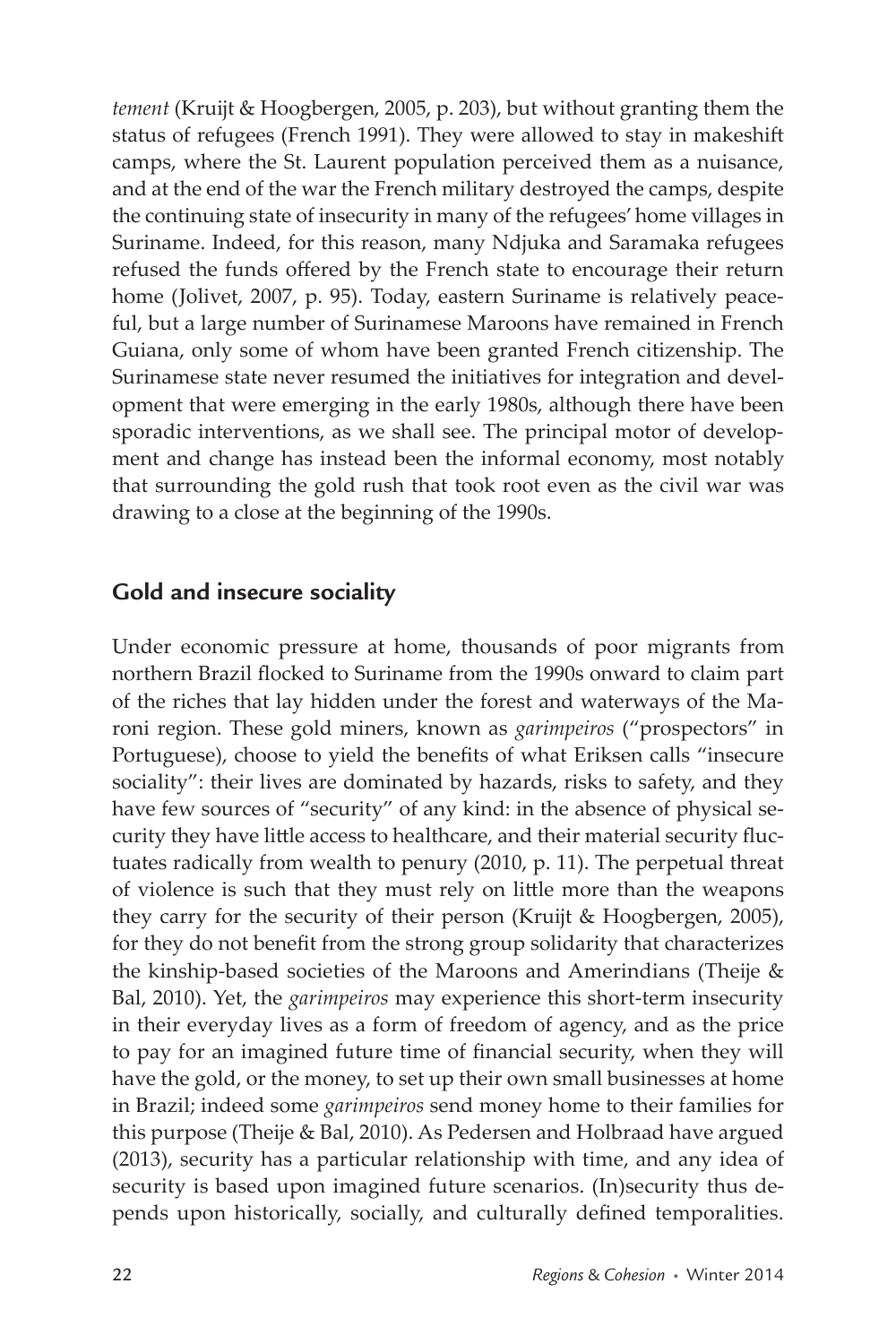*tement* (Kruijt & Hoogbergen, 2005, p. 203), but without granting them the status of refugees (French 1991). They were allowed to stay in makeshift camps, where the St. Laurent population perceived them as a nuisance, and at the end of the war the French military destroyed the camps, despite the continuing state of insecurity in many of the refugees' home villages in Suriname. Indeed, for this reason, many Ndjuka and Saramaka refugees refused the funds offered by the French state to encourage their return home (Jolivet, 2007, p. 95). Today, eastern Suriname is relatively peaceful, but a large number of Surinamese Maroons have remained in French Guiana, only some of whom have been granted French citizenship. The Surinamese state never resumed the initiatives for integration and development that were emerging in the early 1980s, although there have been sporadic interventions, as we shall see. The principal motor of development and change has instead been the informal economy, most notably that surrounding the gold rush that took root even as the civil war was drawing to a close at the beginning of the 1990s.

## Gold and insecure sociality

Under economic pressure at home, thousands of poor migrants from northern Brazil flocked to Suriname from the 1990s onward to claim part of the riches that lay hidden under the forest and waterways of the Maroni region. These gold miners, known as *garimpeiros* ("prospectors" in Portuguese), choose to yield the benefits of what Eriksen calls "insecure sociality": their lives are dominated by hazards, risks to safety, and they have few sources of "security" of any kind: in the absence of physical security they have little access to healthcare, and their material security fluctuates radically from wealth to penury (2010, p. 11). The perpetual threat of violence is such that they must rely on little more than the weapons they carry for the security of their person (Kruijt & Hoogbergen, 2005), for they do not benefit from the strong group solidarity that characterizes the kinship-based societies of the Maroons and Amerindians (Theije & Bal, 2010). Yet, the *garimpeiros* may experience this short-term insecurity in their everyday lives as a form of freedom of agency, and as the price to pay for an imagined future time of financial security, when they will have the gold, or the money, to set up their own small businesses at home in Brazil; indeed some *garimpeiros* send money home to their families for this purpose (Theije & Bal, 2010). As Pedersen and Holbraad have argued (2013), security has a particular relationship with time, and any idea of security is based upon imagined future scenarios. (In)security thus depends upon historically, socially, and culturally defined temporalities.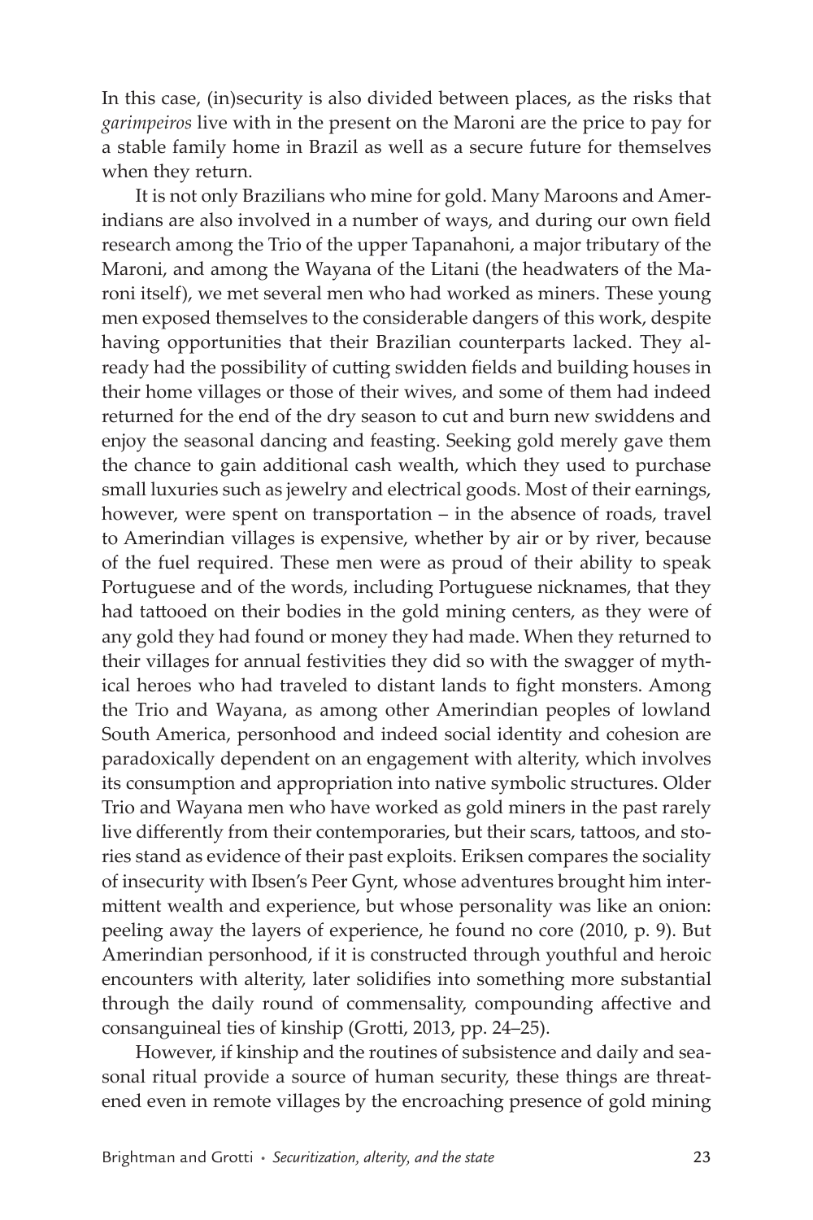In this case, (in)security is also divided between places, as the risks that *garimpeiros* live with in the present on the Maroni are the price to pay for a stable family home in Brazil as well as a secure future for themselves when they return.

It is not only Brazilians who mine for gold. Many Maroons and Amerindians are also involved in a number of ways, and during our own field research among the Trio of the upper Tapanahoni, a major tributary of the Maroni, and among the Wayana of the Litani (the headwaters of the Maroni itself), we met several men who had worked as miners. These young men exposed themselves to the considerable dangers of this work, despite having opportunities that their Brazilian counterparts lacked. They already had the possibility of cutting swidden fields and building houses in their home villages or those of their wives, and some of them had indeed returned for the end of the dry season to cut and burn new swiddens and enjoy the seasonal dancing and feasting. Seeking gold merely gave them the chance to gain additional cash wealth, which they used to purchase small luxuries such as jewelry and electrical goods. Most of their earnings, however, were spent on transportation – in the absence of roads, travel to Amerindian villages is expensive, whether by air or by river, because of the fuel required. These men were as proud of their ability to speak Portuguese and of the words, including Portuguese nicknames, that they had tattooed on their bodies in the gold mining centers, as they were of any gold they had found or money they had made. When they returned to their villages for annual festivities they did so with the swagger of mythical heroes who had traveled to distant lands to fight monsters. Among the Trio and Wayana, as among other Amerindian peoples of lowland South America, personhood and indeed social identity and cohesion are paradoxically dependent on an engagement with alterity, which involves its consumption and appropriation into native symbolic structures. Older Trio and Wayana men who have worked as gold miners in the past rarely live differently from their contemporaries, but their scars, tattoos, and stories stand as evidence of their past exploits. Eriksen compares the sociality of insecurity with Ibsen's Peer Gynt, whose adventures brought him intermittent wealth and experience, but whose personality was like an onion: peeling away the layers of experience, he found no core (2010, p. 9). But Amerindian personhood, if it is constructed through youthful and heroic encounters with alterity, later solidifies into something more substantial through the daily round of commensality, compounding affective and consanguineal ties of kinship (Grotti, 2013, pp. 24–25).

However, if kinship and the routines of subsistence and daily and seasonal ritual provide a source of human security, these things are threatened even in remote villages by the encroaching presence of gold mining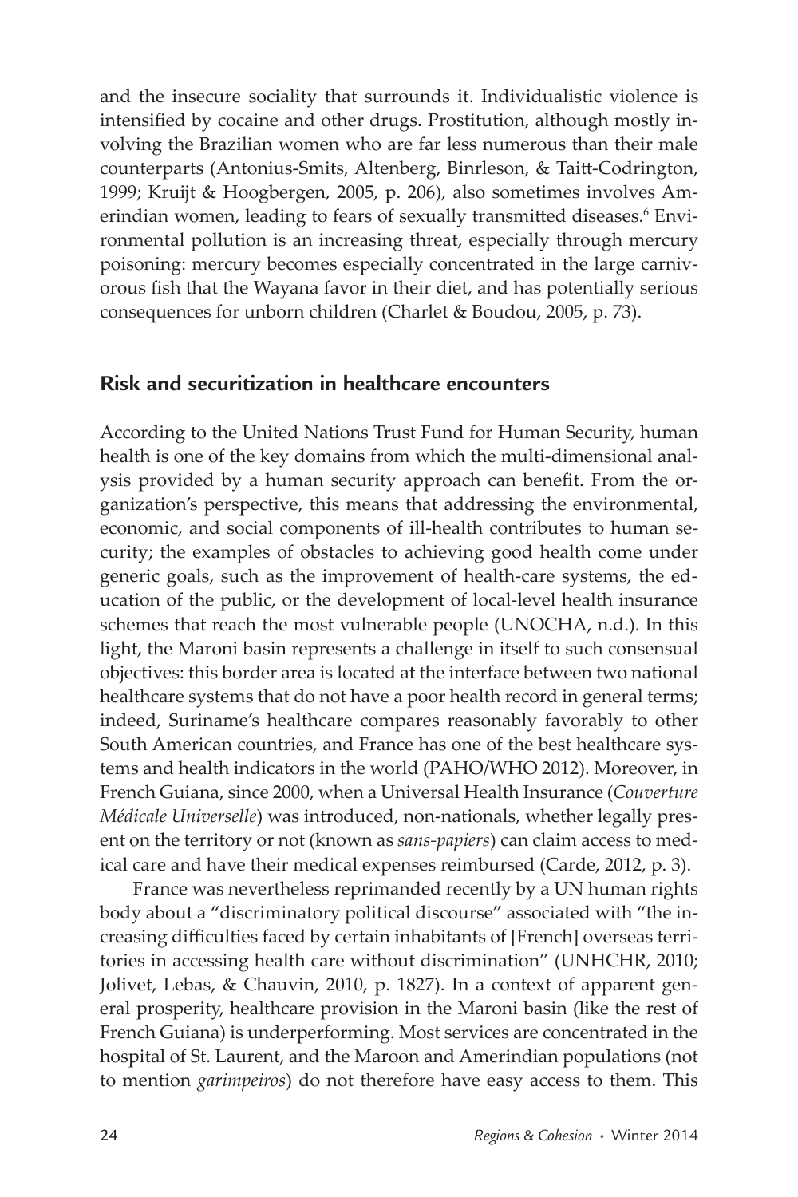and the insecure sociality that surrounds it. Individualistic violence is intensified by cocaine and other drugs. Prostitution, although mostly involving the Brazilian women who are far less numerous than their male counterparts (Antonius-Smits, Altenberg, Binrleson, & Taitt-Codrington, 1999; Kruijt & Hoogbergen, 2005, p. 206), also sometimes involves Amerindian women, leading to fears of sexually transmitted diseases.[6] Environmental pollution is an increasing threat, especially through mercury poisoning: mercury becomes especially concentrated in the large carnivorous fish that the Wayana favor in their diet, and has potentially serious consequences for unborn children (Charlet & Boudou, 2005, p. 73).

## Risk and securitization in healthcare encounters

According to the United Nations Trust Fund for Human Security, human health is one of the key domains from which the multi-dimensional analysis provided by a human security approach can benefit. From the organization's perspective, this means that addressing the environmental, economic, and social components of ill-health contributes to human security; the examples of obstacles to achieving good health come under generic goals, such as the improvement of health-care systems, the education of the public, or the development of local-level health insurance schemes that reach the most vulnerable people (UNOCHA, n.d.). In this light, the Maroni basin represents a challenge in itself to such consensual objectives: this border area is located at the interface between two national healthcare systems that do not have a poor health record in general terms; indeed, Suriname's healthcare compares reasonably favorably to other South American countries, and France has one of the best healthcare systems and health indicators in the world (PAHO/WHO 2012). Moreover, in French Guiana, since 2000, when a Universal Health Insurance (*Couverture Médicale Universelle*) was introduced, non-nationals, whether legally present on the territory or not (known as *sans-papiers*) can claim access to medical care and have their medical expenses reimbursed (Carde, 2012, p. 3).

France was nevertheless reprimanded recently by a UN human rights body about a "discriminatory political discourse" associated with "the increasing difficulties faced by certain inhabitants of [French] overseas territories in accessing health care without discrimination" (UNHCHR, 2010; Jolivet, Lebas, & Chauvin, 2010, p. 1827). In a context of apparent general prosperity, healthcare provision in the Maroni basin (like the rest of French Guiana) is underperforming. Most services are concentrated in the hospital of St. Laurent, and the Maroon and Amerindian populations (not to mention *garimpeiros*) do not therefore have easy access to them. This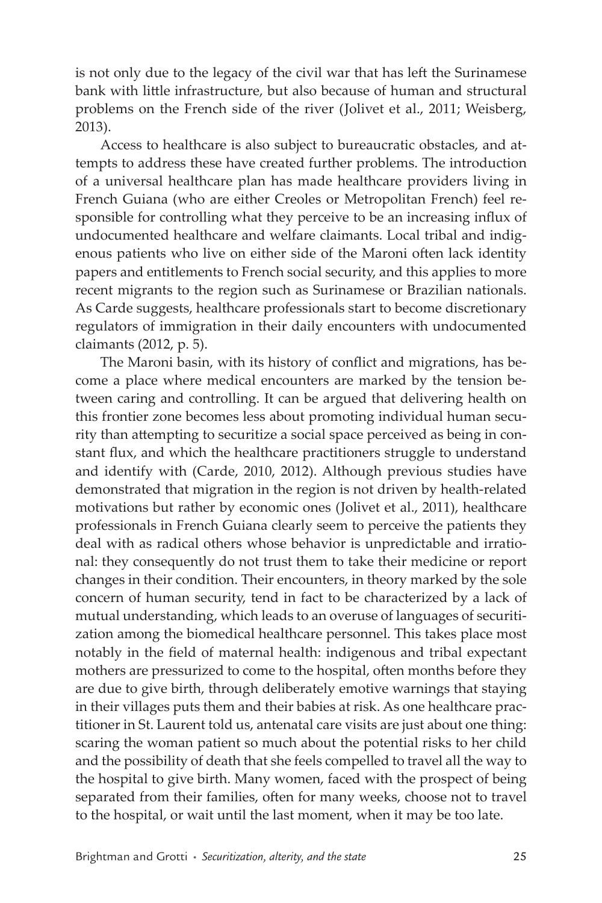is not only due to the legacy of the civil war that has left the Surinamese bank with little infrastructure, but also because of human and structural problems on the French side of the river (Jolivet et al., 2011; Weisberg, 2013).

Access to healthcare is also subject to bureaucratic obstacles, and attempts to address these have created further problems. The introduction of a universal healthcare plan has made healthcare providers living in French Guiana (who are either Creoles or Metropolitan French) feel responsible for controlling what they perceive to be an increasing influx of undocumented healthcare and welfare claimants. Local tribal and indigenous patients who live on either side of the Maroni often lack identity papers and entitlements to French social security, and this applies to more recent migrants to the region such as Surinamese or Brazilian nationals. As Carde suggests, healthcare professionals start to become discretionary regulators of immigration in their daily encounters with undocumented claimants (2012, p. 5).

The Maroni basin, with its history of conflict and migrations, has become a place where medical encounters are marked by the tension between caring and controlling. It can be argued that delivering health on this frontier zone becomes less about promoting individual human security than attempting to securitize a social space perceived as being in constant flux, and which the healthcare practitioners struggle to understand and identify with (Carde, 2010, 2012). Although previous studies have demonstrated that migration in the region is not driven by health-related motivations but rather by economic ones (Jolivet et al., 2011), healthcare professionals in French Guiana clearly seem to perceive the patients they deal with as radical others whose behavior is unpredictable and irrational: they consequently do not trust them to take their medicine or report changes in their condition. Their encounters, in theory marked by the sole concern of human security, tend in fact to be characterized by a lack of mutual understanding, which leads to an overuse of languages of securitization among the biomedical healthcare personnel. This takes place most notably in the field of maternal health: indigenous and tribal expectant mothers are pressurized to come to the hospital, often months before they are due to give birth, through deliberately emotive warnings that staying in their villages puts them and their babies at risk. As one healthcare practitioner in St. Laurent told us, antenatal care visits are just about one thing: scaring the woman patient so much about the potential risks to her child and the possibility of death that she feels compelled to travel all the way to the hospital to give birth. Many women, faced with the prospect of being separated from their families, often for many weeks, choose not to travel to the hospital, or wait until the last moment, when it may be too late.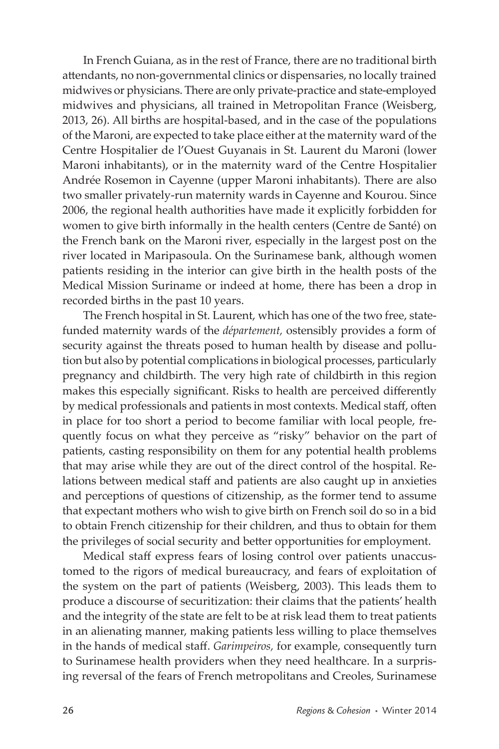In French Guiana, as in the rest of France, there are no traditional birth attendants, no non-governmental clinics or dispensaries, no locally trained midwives or physicians. There are only private-practice and state-employed midwives and physicians, all trained in Metropolitan France (Weisberg, 2013, 26). All births are hospital-based, and in the case of the populations of the Maroni, are expected to take place either at the maternity ward of the Centre Hospitalier de l'Ouest Guyanais in St. Laurent du Maroni (lower Maroni inhabitants), or in the maternity ward of the Centre Hospitalier Andrée Rosemon in Cayenne (upper Maroni inhabitants). There are also two smaller privately-run maternity wards in Cayenne and Kourou. Since 2006, the regional health authorities have made it explicitly forbidden for women to give birth informally in the health centers (Centre de Santé) on the French bank on the Maroni river, especially in the largest post on the river located in Maripasoula. On the Surinamese bank, although women patients residing in the interior can give birth in the health posts of the Medical Mission Suriname or indeed at home, there has been a drop in recorded births in the past 10 years.

The French hospital in St. Laurent, which has one of the two free, state-funded maternity wards of the *département,* ostensibly provides a form of security against the threats posed to human health by disease and pollution but also by potential complications in biological processes, particularly pregnancy and childbirth. The very high rate of childbirth in this region makes this especially significant. Risks to health are perceived differently by medical professionals and patients in most contexts. Medical staff, often in place for too short a period to become familiar with local people, frequently focus on what they perceive as "risky" behavior on the part of patients, casting responsibility on them for any potential health problems that may arise while they are out of the direct control of the hospital. Relations between medical staff and patients are also caught up in anxieties and perceptions of questions of citizenship, as the former tend to assume that expectant mothers who wish to give birth on French soil do so in a bid to obtain French citizenship for their children, and thus to obtain for them the privileges of social security and better opportunities for employment.

Medical staff express fears of losing control over patients unaccustomed to the rigors of medical bureaucracy, and fears of exploitation of the system on the part of patients (Weisberg, 2003). This leads them to produce a discourse of securitization: their claims that the patients' health and the integrity of the state are felt to be at risk lead them to treat patients in an alienating manner, making patients less willing to place themselves in the hands of medical staff. *Garimpeiros,* for example, consequently turn to Surinamese health providers when they need healthcare. In a surprising reversal of the fears of French metropolitans and Creoles, Surinamese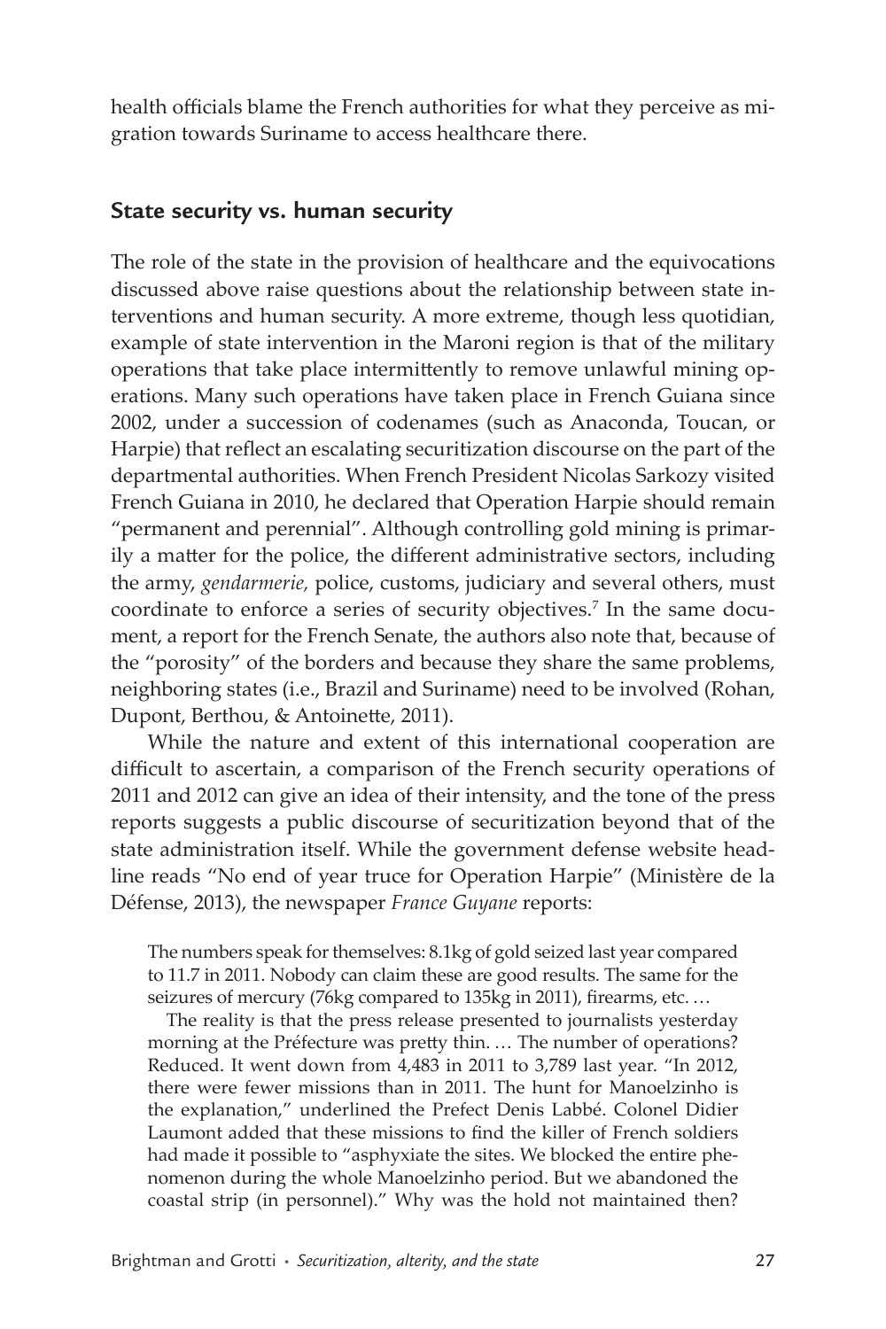health officials blame the French authorities for what they perceive as migration towards Suriname to access healthcare there.

## State security vs. human security

The role of the state in the provision of healthcare and the equivocations discussed above raise questions about the relationship between state interventions and human security. A more extreme, though less quotidian, example of state intervention in the Maroni region is that of the military operations that take place intermittently to remove unlawful mining operations. Many such operations have taken place in French Guiana since 2002, under a succession of codenames (such as Anaconda, Toucan, or Harpie) that reflect an escalating securitization discourse on the part of the departmental authorities. When French President Nicolas Sarkozy visited French Guiana in 2010, he declared that Operation Harpie should remain "permanent and perennial". Although controlling gold mining is primarily a matter for the police, the different administrative sectors, including the army, *gendarmerie,* police, customs, judiciary and several others, must coordinate to enforce a series of security objectives.[7] In the same document, a report for the French Senate, the authors also note that, because of the "porosity" of the borders and because they share the same problems, neighboring states (i.e., Brazil and Suriname) need to be involved (Rohan, Dupont, Berthou, & Antoinette, 2011).

While the nature and extent of this international cooperation are difficult to ascertain, a comparison of the French security operations of 2011 and 2012 can give an idea of their intensity, and the tone of the press reports suggests a public discourse of securitization beyond that of the state administration itself. While the government defense website headline reads "No end of year truce for Operation Harpie" (Ministère de la Défense, 2013), the newspaper *France Guyane* reports:

> The numbers speak for themselves: 8.1kg of gold seized last year compared to 11.7 in 2011. Nobody can claim these are good results. The same for the seizures of mercury (76kg compared to 135kg in 2011), firearms, etc. …
>
> The reality is that the press release presented to journalists yesterday morning at the Préfecture was pretty thin. … The number of operations? Reduced. It went down from 4,483 in 2011 to 3,789 last year. "In 2012, there were fewer missions than in 2011. The hunt for Manoelzinho is the explanation," underlined the Prefect Denis Labbé. Colonel Didier Laumont added that these missions to find the killer of French soldiers had made it possible to "asphyxiate the sites. We blocked the entire phenomenon during the whole Manoelzinho period. But we abandoned the coastal strip (in personnel)." Why was the hold not maintained then?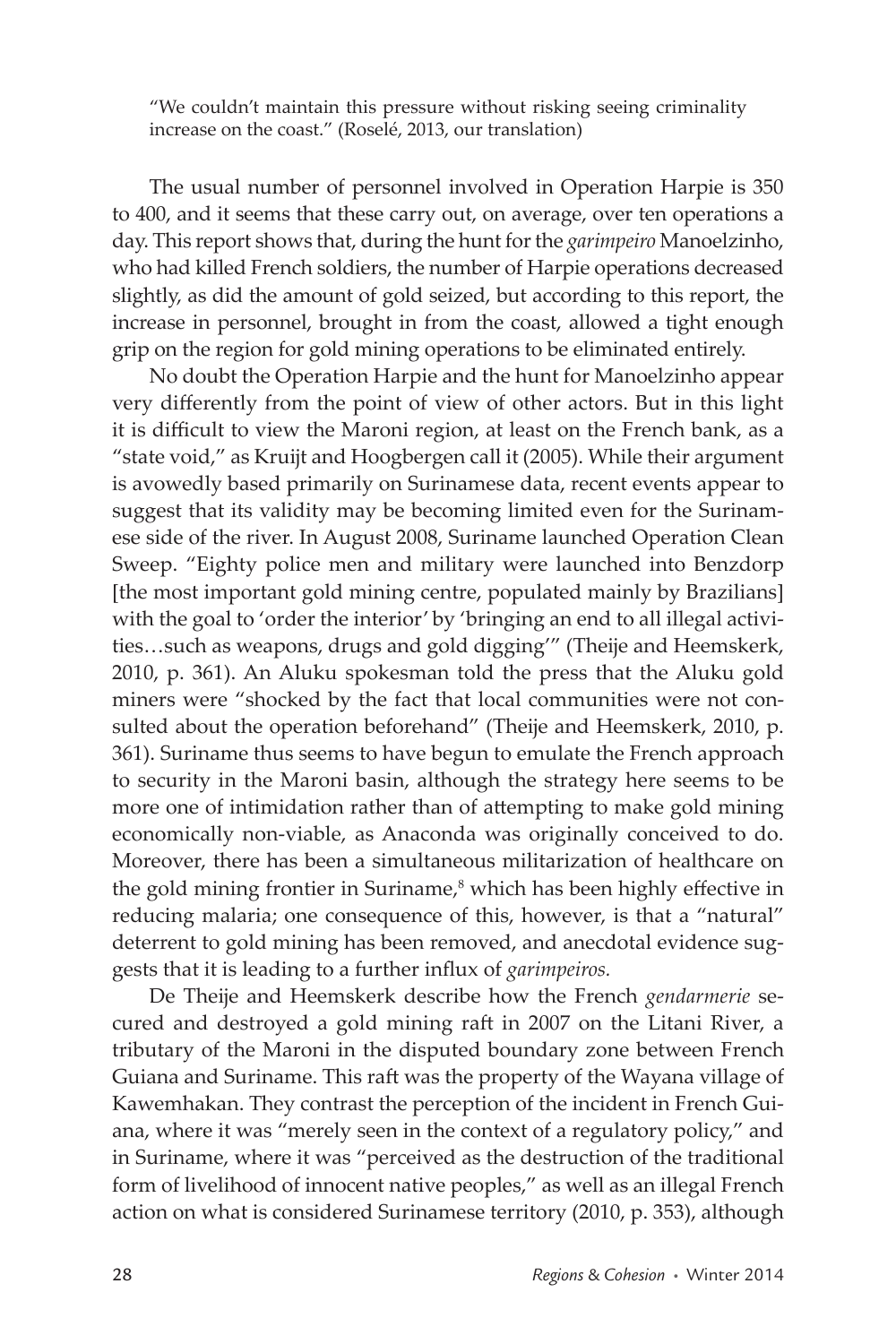"We couldn't maintain this pressure without risking seeing criminality increase on the coast." (Roselé, 2013, our translation)

The usual number of personnel involved in Operation Harpie is 350 to 400, and it seems that these carry out, on average, over ten operations a day. This report shows that, during the hunt for the *garimpeiro* Manoelzinho, who had killed French soldiers, the number of Harpie operations decreased slightly, as did the amount of gold seized, but according to this report, the increase in personnel, brought in from the coast, allowed a tight enough grip on the region for gold mining operations to be eliminated entirely.

No doubt the Operation Harpie and the hunt for Manoelzinho appear very differently from the point of view of other actors. But in this light it is difficult to view the Maroni region, at least on the French bank, as a "state void," as Kruijt and Hoogbergen call it (2005). While their argument is avowedly based primarily on Surinamese data, recent events appear to suggest that its validity may be becoming limited even for the Surinamese side of the river. In August 2008, Suriname launched Operation Clean Sweep. "Eighty police men and military were launched into Benzdorp [the most important gold mining centre, populated mainly by Brazilians] with the goal to 'order the interior' by 'bringing an end to all illegal activities…such as weapons, drugs and gold digging'" (Theije and Heemskerk, 2010, p. 361). An Aluku spokesman told the press that the Aluku gold miners were "shocked by the fact that local communities were not consulted about the operation beforehand" (Theije and Heemskerk, 2010, p. 361). Suriname thus seems to have begun to emulate the French approach to security in the Maroni basin, although the strategy here seems to be more one of intimidation rather than of attempting to make gold mining economically non-viable, as Anaconda was originally conceived to do. Moreover, there has been a simultaneous militarization of healthcare on the gold mining frontier in Suriname,[8] which has been highly effective in reducing malaria; one consequence of this, however, is that a "natural" deterrent to gold mining has been removed, and anecdotal evidence suggests that it is leading to a further influx of *garimpeiros.*

De Theije and Heemskerk describe how the French *gendarmerie* secured and destroyed a gold mining raft in 2007 on the Litani River, a tributary of the Maroni in the disputed boundary zone between French Guiana and Suriname. This raft was the property of the Wayana village of Kawemhakan. They contrast the perception of the incident in French Guiana, where it was "merely seen in the context of a regulatory policy," and in Suriname, where it was "perceived as the destruction of the traditional form of livelihood of innocent native peoples," as well as an illegal French action on what is considered Surinamese territory (2010, p. 353), although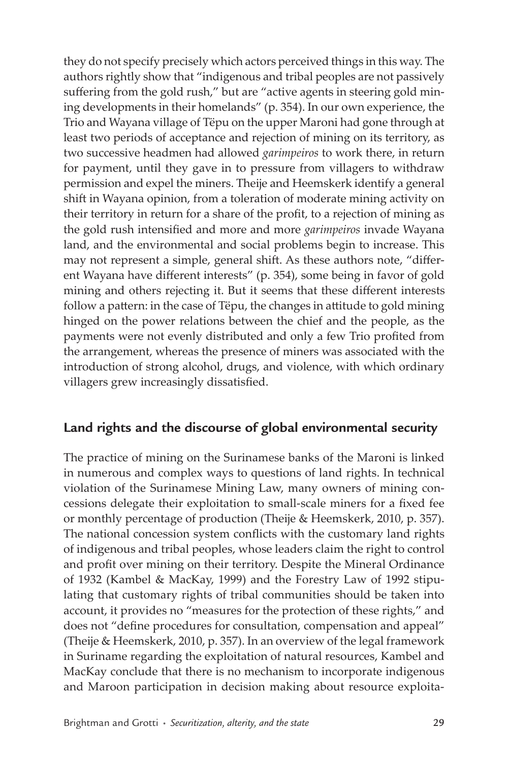they do not specify precisely which actors perceived things in this way. The authors rightly show that "indigenous and tribal peoples are not passively suffering from the gold rush," but are "active agents in steering gold mining developments in their homelands" (p. 354). In our own experience, the Trio and Wayana village of Tëpu on the upper Maroni had gone through at least two periods of acceptance and rejection of mining on its territory, as two successive headmen had allowed *garimpeiros* to work there, in return for payment, until they gave in to pressure from villagers to withdraw permission and expel the miners. Theije and Heemskerk identify a general shift in Wayana opinion, from a toleration of moderate mining activity on their territory in return for a share of the profit, to a rejection of mining as the gold rush intensified and more and more *garimpeiros* invade Wayana land, and the environmental and social problems begin to increase. This may not represent a simple, general shift. As these authors note, "different Wayana have different interests" (p. 354), some being in favor of gold mining and others rejecting it. But it seems that these different interests follow a pattern: in the case of Tëpu, the changes in attitude to gold mining hinged on the power relations between the chief and the people, as the payments were not evenly distributed and only a few Trio profited from the arrangement, whereas the presence of miners was associated with the introduction of strong alcohol, drugs, and violence, with which ordinary villagers grew increasingly dissatisfied.

## Land rights and the discourse of global environmental security

The practice of mining on the Surinamese banks of the Maroni is linked in numerous and complex ways to questions of land rights. In technical violation of the Surinamese Mining Law, many owners of mining concessions delegate their exploitation to small-scale miners for a fixed fee or monthly percentage of production (Theije & Heemskerk, 2010, p. 357). The national concession system conflicts with the customary land rights of indigenous and tribal peoples, whose leaders claim the right to control and profit over mining on their territory. Despite the Mineral Ordinance of 1932 (Kambel & MacKay, 1999) and the Forestry Law of 1992 stipulating that customary rights of tribal communities should be taken into account, it provides no "measures for the protection of these rights," and does not "define procedures for consultation, compensation and appeal" (Theije & Heemskerk, 2010, p. 357). In an overview of the legal framework in Suriname regarding the exploitation of natural resources, Kambel and MacKay conclude that there is no mechanism to incorporate indigenous and Maroon participation in decision making about resource exploita-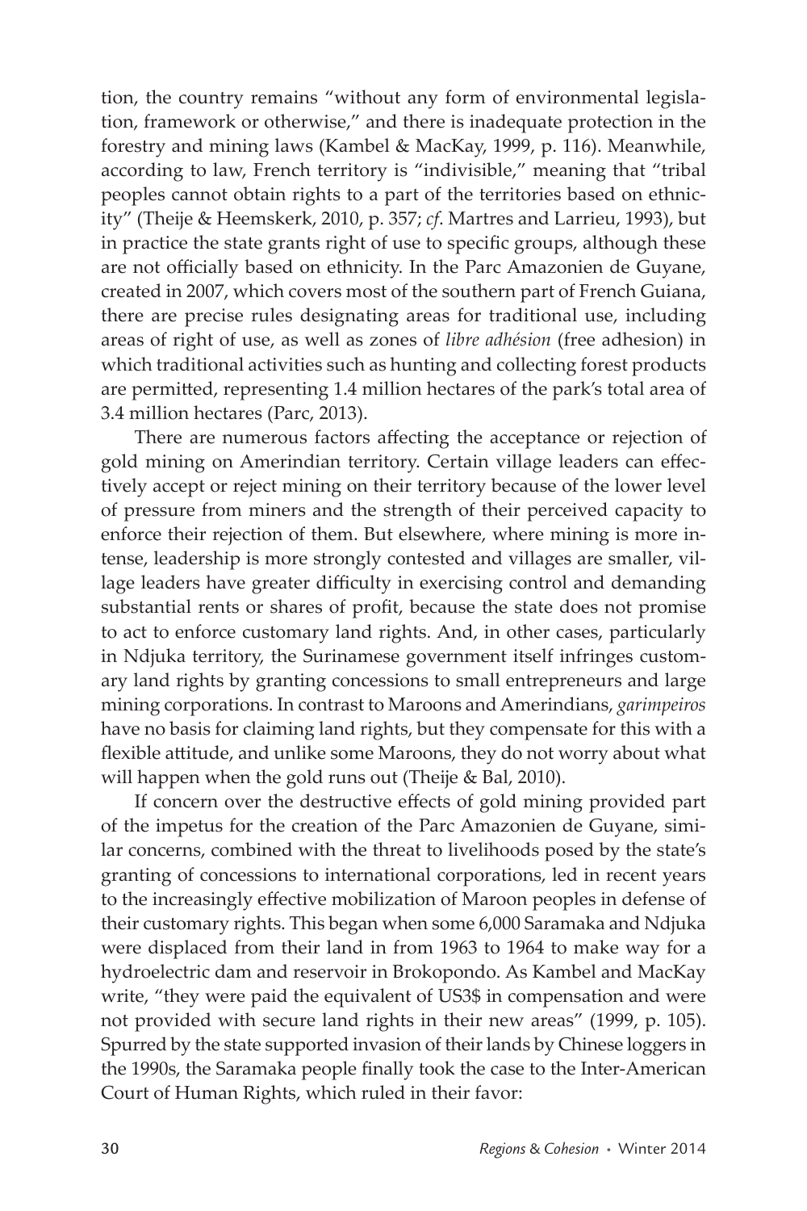tion, the country remains "without any form of environmental legislation, framework or otherwise," and there is inadequate protection in the forestry and mining laws (Kambel & MacKay, 1999, p. 116). Meanwhile, according to law, French territory is "indivisible," meaning that "tribal peoples cannot obtain rights to a part of the territories based on ethnicity" (Theije & Heemskerk, 2010, p. 357; *cf*. Martres and Larrieu, 1993), but in practice the state grants right of use to specific groups, although these are not officially based on ethnicity. In the Parc Amazonien de Guyane, created in 2007, which covers most of the southern part of French Guiana, there are precise rules designating areas for traditional use, including areas of right of use, as well as zones of *libre adhésion* (free adhesion) in which traditional activities such as hunting and collecting forest products are permitted, representing 1.4 million hectares of the park's total area of 3.4 million hectares (Parc, 2013).

There are numerous factors affecting the acceptance or rejection of gold mining on Amerindian territory. Certain village leaders can effectively accept or reject mining on their territory because of the lower level of pressure from miners and the strength of their perceived capacity to enforce their rejection of them. But elsewhere, where mining is more intense, leadership is more strongly contested and villages are smaller, village leaders have greater difficulty in exercising control and demanding substantial rents or shares of profit, because the state does not promise to act to enforce customary land rights. And, in other cases, particularly in Ndjuka territory, the Surinamese government itself infringes customary land rights by granting concessions to small entrepreneurs and large mining corporations. In contrast to Maroons and Amerindians, *garimpeiros* have no basis for claiming land rights, but they compensate for this with a flexible attitude, and unlike some Maroons, they do not worry about what will happen when the gold runs out (Theije & Bal, 2010).

If concern over the destructive effects of gold mining provided part of the impetus for the creation of the Parc Amazonien de Guyane, similar concerns, combined with the threat to livelihoods posed by the state's granting of concessions to international corporations, led in recent years to the increasingly effective mobilization of Maroon peoples in defense of their customary rights. This began when some 6,000 Saramaka and Ndjuka were displaced from their land in from 1963 to 1964 to make way for a hydroelectric dam and reservoir in Brokopondo. As Kambel and MacKay write, "they were paid the equivalent of US3$ in compensation and were not provided with secure land rights in their new areas" (1999, p. 105). Spurred by the state supported invasion of their lands by Chinese loggers in the 1990s, the Saramaka people finally took the case to the Inter-American Court of Human Rights, which ruled in their favor: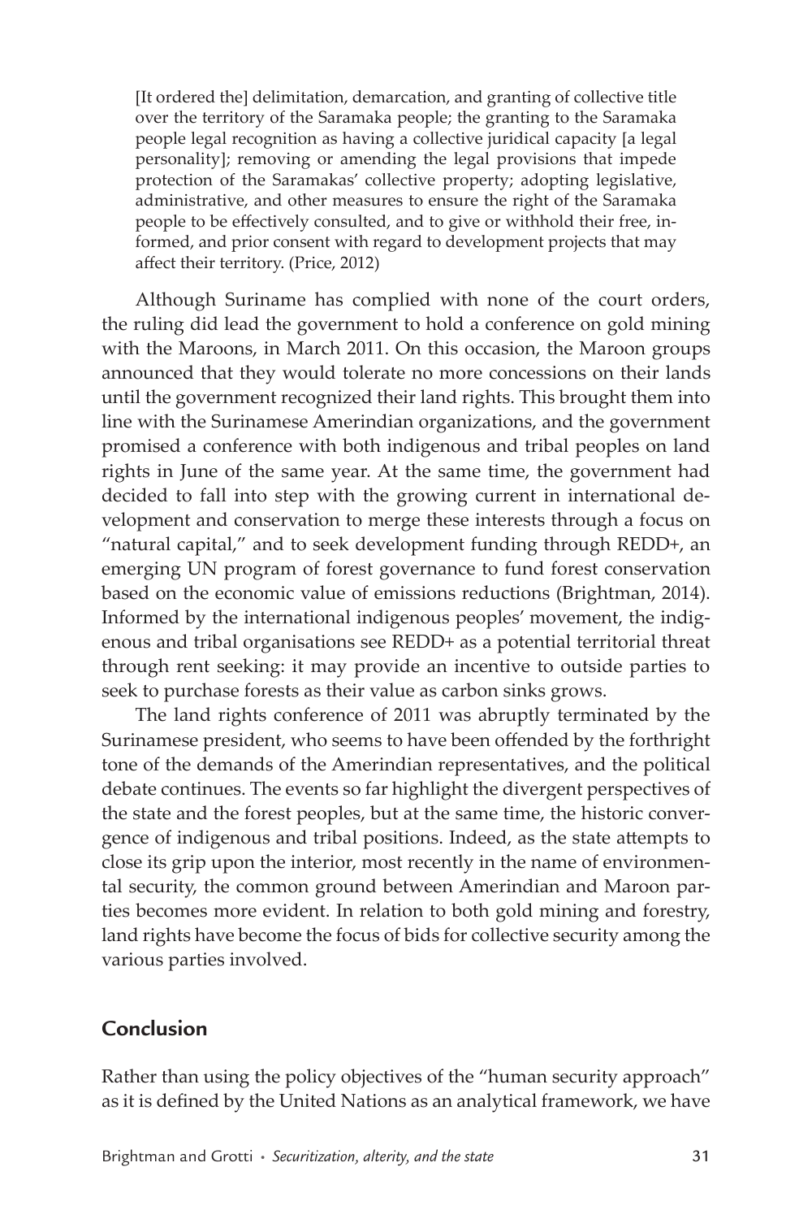> [It ordered the] delimitation, demarcation, and granting of collective title over the territory of the Saramaka people; the granting to the Saramaka people legal recognition as having a collective juridical capacity [a legal personality]; removing or amending the legal provisions that impede protection of the Saramakas' collective property; adopting legislative, administrative, and other measures to ensure the right of the Saramaka people to be effectively consulted, and to give or withhold their free, informed, and prior consent with regard to development projects that may affect their territory. (Price, 2012)

Although Suriname has complied with none of the court orders, the ruling did lead the government to hold a conference on gold mining with the Maroons, in March 2011. On this occasion, the Maroon groups announced that they would tolerate no more concessions on their lands until the government recognized their land rights. This brought them into line with the Surinamese Amerindian organizations, and the government promised a conference with both indigenous and tribal peoples on land rights in June of the same year. At the same time, the government had decided to fall into step with the growing current in international development and conservation to merge these interests through a focus on "natural capital," and to seek development funding through REDD+, an emerging UN program of forest governance to fund forest conservation based on the economic value of emissions reductions (Brightman, 2014). Informed by the international indigenous peoples' movement, the indigenous and tribal organisations see REDD+ as a potential territorial threat through rent seeking: it may provide an incentive to outside parties to seek to purchase forests as their value as carbon sinks grows.

The land rights conference of 2011 was abruptly terminated by the Surinamese president, who seems to have been offended by the forthright tone of the demands of the Amerindian representatives, and the political debate continues. The events so far highlight the divergent perspectives of the state and the forest peoples, but at the same time, the historic convergence of indigenous and tribal positions. Indeed, as the state attempts to close its grip upon the interior, most recently in the name of environmental security, the common ground between Amerindian and Maroon parties becomes more evident. In relation to both gold mining and forestry, land rights have become the focus of bids for collective security among the various parties involved.

## Conclusion

Rather than using the policy objectives of the "human security approach" as it is defined by the United Nations as an analytical framework, we have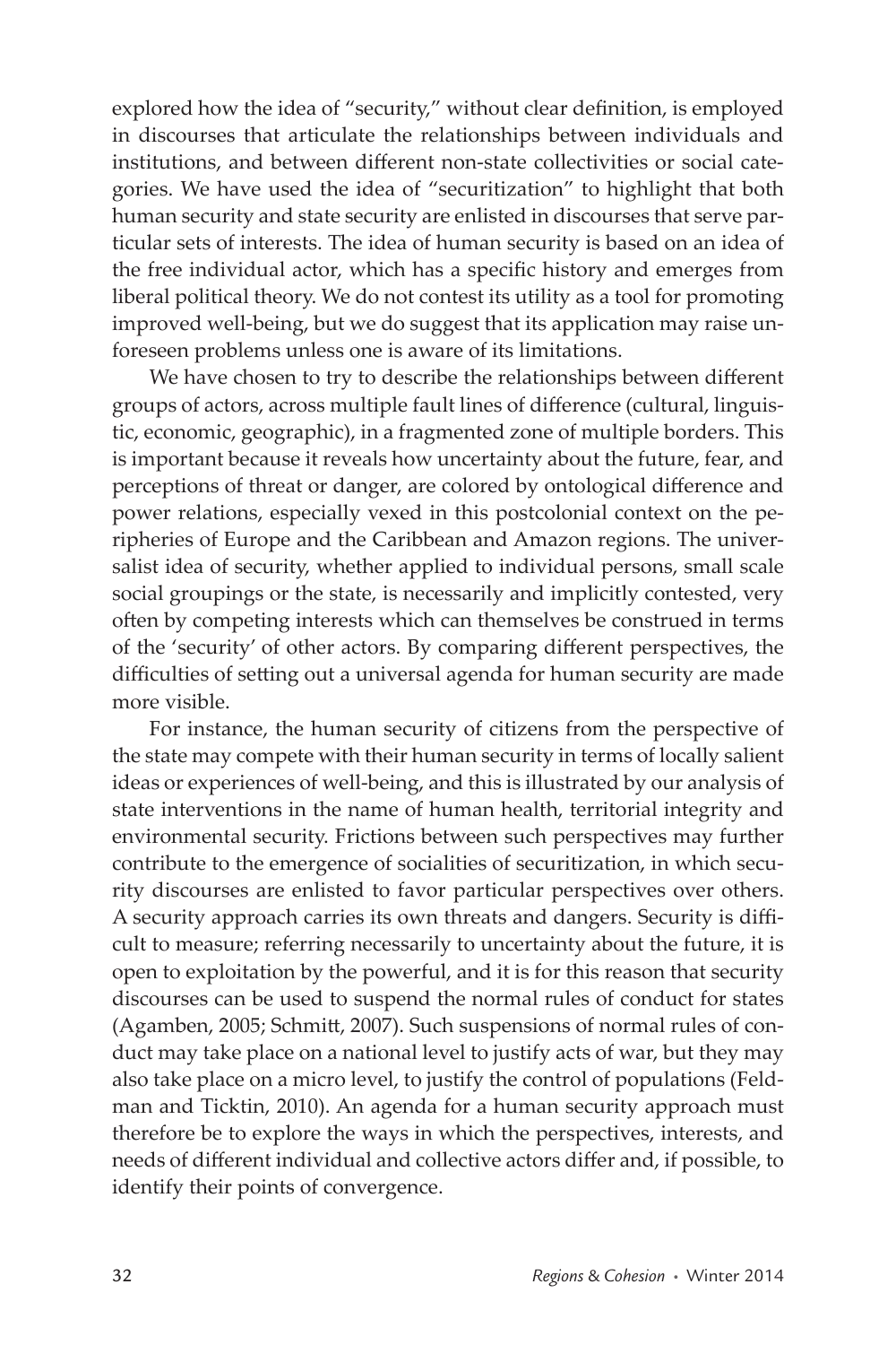explored how the idea of "security," without clear definition, is employed in discourses that articulate the relationships between individuals and institutions, and between different non-state collectivities or social categories. We have used the idea of "securitization" to highlight that both human security and state security are enlisted in discourses that serve particular sets of interests. The idea of human security is based on an idea of the free individual actor, which has a specific history and emerges from liberal political theory. We do not contest its utility as a tool for promoting improved well-being, but we do suggest that its application may raise unforeseen problems unless one is aware of its limitations.

We have chosen to try to describe the relationships between different groups of actors, across multiple fault lines of difference (cultural, linguistic, economic, geographic), in a fragmented zone of multiple borders. This is important because it reveals how uncertainty about the future, fear, and perceptions of threat or danger, are colored by ontological difference and power relations, especially vexed in this postcolonial context on the peripheries of Europe and the Caribbean and Amazon regions. The universalist idea of security, whether applied to individual persons, small scale social groupings or the state, is necessarily and implicitly contested, very often by competing interests which can themselves be construed in terms of the 'security' of other actors. By comparing different perspectives, the difficulties of setting out a universal agenda for human security are made more visible.

For instance, the human security of citizens from the perspective of the state may compete with their human security in terms of locally salient ideas or experiences of well-being, and this is illustrated by our analysis of state interventions in the name of human health, territorial integrity and environmental security. Frictions between such perspectives may further contribute to the emergence of socialities of securitization, in which security discourses are enlisted to favor particular perspectives over others. A security approach carries its own threats and dangers. Security is difficult to measure; referring necessarily to uncertainty about the future, it is open to exploitation by the powerful, and it is for this reason that security discourses can be used to suspend the normal rules of conduct for states (Agamben, 2005; Schmitt, 2007). Such suspensions of normal rules of conduct may take place on a national level to justify acts of war, but they may also take place on a micro level, to justify the control of populations (Feldman and Ticktin, 2010). An agenda for a human security approach must therefore be to explore the ways in which the perspectives, interests, and needs of different individual and collective actors differ and, if possible, to identify their points of convergence.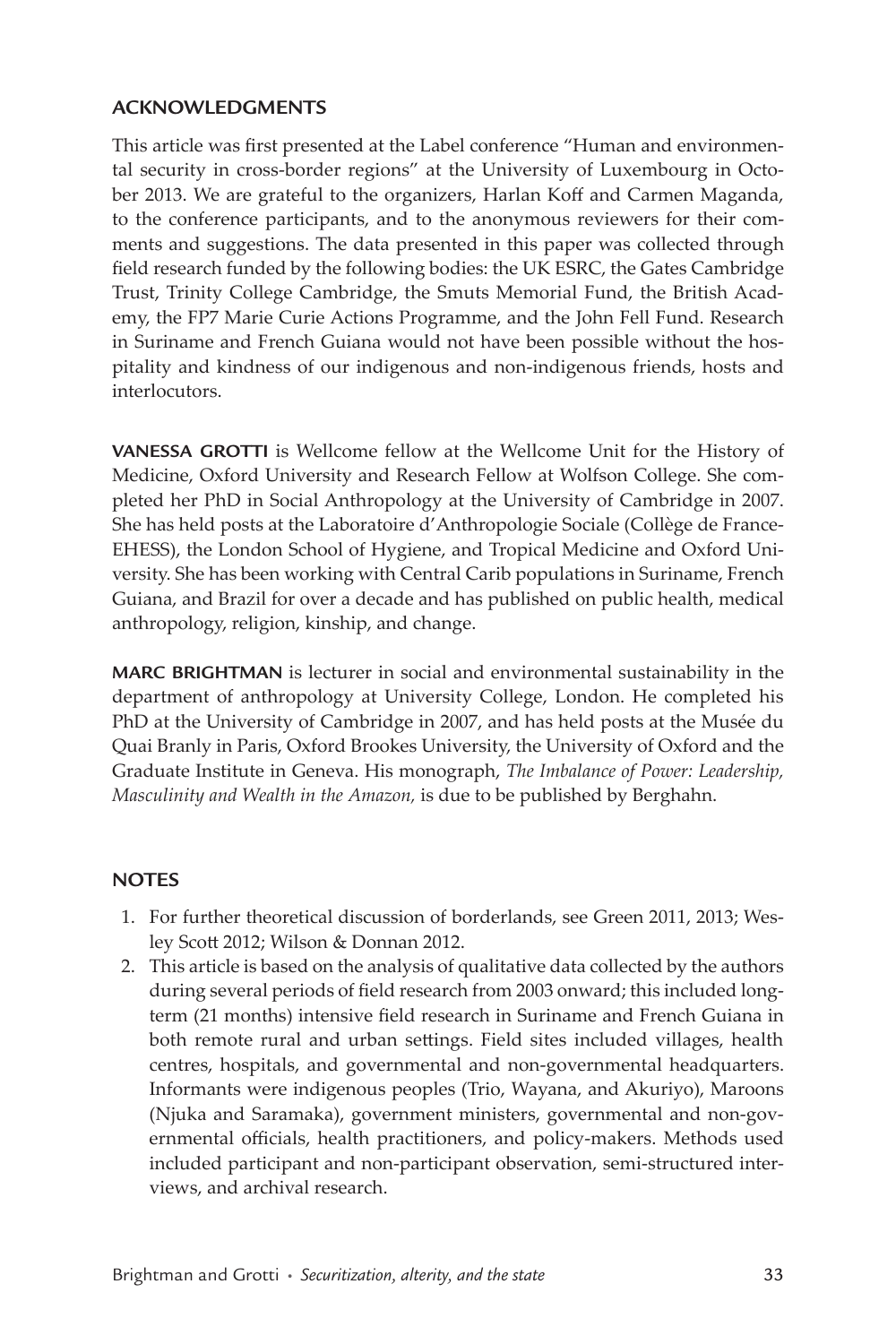## ACKNOWLEDGMENTS

This article was first presented at the Label conference "Human and environmental security in cross-border regions" at the University of Luxembourg in October 2013. We are grateful to the organizers, Harlan Koff and Carmen Maganda, to the conference participants, and to the anonymous reviewers for their comments and suggestions. The data presented in this paper was collected through field research funded by the following bodies: the UK ESRC, the Gates Cambridge Trust, Trinity College Cambridge, the Smuts Memorial Fund, the British Academy, the FP7 Marie Curie Actions Programme, and the John Fell Fund. Research in Suriname and French Guiana would not have been possible without the hospitality and kindness of our indigenous and non-indigenous friends, hosts and interlocutors.

**VANESSA GROTTI** is Wellcome fellow at the Wellcome Unit for the History of Medicine, Oxford University and Research Fellow at Wolfson College. She completed her PhD in Social Anthropology at the University of Cambridge in 2007. She has held posts at the Laboratoire d'Anthropologie Sociale (Collège de France-EHESS), the London School of Hygiene, and Tropical Medicine and Oxford University. She has been working with Central Carib populations in Suriname, French Guiana, and Brazil for over a decade and has published on public health, medical anthropology, religion, kinship, and change.

**MARC BRIGHTMAN** is lecturer in social and environmental sustainability in the department of anthropology at University College, London. He completed his PhD at the University of Cambridge in 2007, and has held posts at the Musée du Quai Branly in Paris, Oxford Brookes University, the University of Oxford and the Graduate Institute in Geneva. His monograph, *The Imbalance of Power: Leadership, Masculinity and Wealth in the Amazon,* is due to be published by Berghahn.

## NOTES

1. For further theoretical discussion of borderlands, see Green 2011, 2013; Wesley Scott 2012; Wilson & Donnan 2012.
2. This article is based on the analysis of qualitative data collected by the authors during several periods of field research from 2003 onward; this included long-term (21 months) intensive field research in Suriname and French Guiana in both remote rural and urban settings. Field sites included villages, health centres, hospitals, and governmental and non-governmental headquarters. Informants were indigenous peoples (Trio, Wayana, and Akuriyo), Maroons (Njuka and Saramaka), government ministers, governmental and non-governmental officials, health practitioners, and policy-makers. Methods used included participant and non-participant observation, semi-structured interviews, and archival research.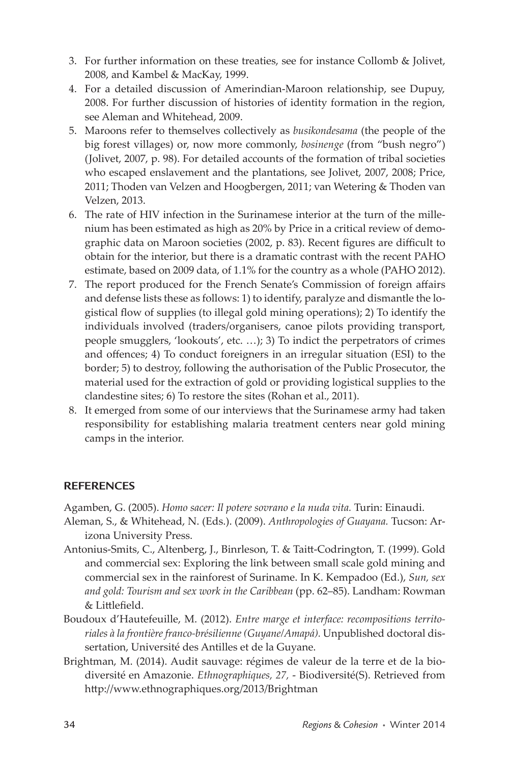3. For further information on these treaties, see for instance Collomb & Jolivet, 2008, and Kambel & MacKay, 1999.
4. For a detailed discussion of Amerindian-Maroon relationship, see Dupuy, 2008. For further discussion of histories of identity formation in the region, see Aleman and Whitehead, 2009.
5. Maroons refer to themselves collectively as *busikondesama* (the people of the big forest villages) or, now more commonly, *bosinenge* (from "bush negro") (Jolivet, 2007, p. 98). For detailed accounts of the formation of tribal societies who escaped enslavement and the plantations, see Jolivet, 2007, 2008; Price, 2011; Thoden van Velzen and Hoogbergen, 2011; van Wetering & Thoden van Velzen, 2013.
6. The rate of HIV infection in the Surinamese interior at the turn of the millenium has been estimated as high as 20% by Price in a critical review of demographic data on Maroon societies (2002, p. 83). Recent figures are difficult to obtain for the interior, but there is a dramatic contrast with the recent PAHO estimate, based on 2009 data, of 1.1% for the country as a whole (PAHO 2012).
7. The report produced for the French Senate's Commission of foreign affairs and defense lists these as follows: 1) to identify, paralyze and dismantle the logistical flow of supplies (to illegal gold mining operations); 2) To identify the individuals involved (traders/organisers, canoe pilots providing transport, people smugglers, 'lookouts', etc. …); 3) To indict the perpetrators of crimes and offences; 4) To conduct foreigners in an irregular situation (ESI) to the border; 5) to destroy, following the authorisation of the Public Prosecutor, the material used for the extraction of gold or providing logistical supplies to the clandestine sites; 6) To restore the sites (Rohan et al., 2011).
8. It emerged from some of our interviews that the Surinamese army had taken responsibility for establishing malaria treatment centers near gold mining camps in the interior.

## REFERENCES

Agamben, G. (2005). *Homo sacer: Il potere sovrano e la nuda vita.* Turin: Einaudi.

Aleman, S., & Whitehead, N. (Eds.). (2009). *Anthropologies of Guayana.* Tucson: Arizona University Press.

Antonius-Smits, C., Altenberg, J., Binrleson, T. & Taitt-Codrington, T. (1999). Gold and commercial sex: Exploring the link between small scale gold mining and commercial sex in the rainforest of Suriname. In K. Kempadoo (Ed.), *Sun, sex and gold: Tourism and sex work in the Caribbean* (pp. 62–85). Landham: Rowman & Littlefield.

Boudoux d'Hautefeuille, M. (2012). *Entre marge et interface: recompositions territoriales à la frontière franco-brésilienne (Guyane/Amapá).* Unpublished doctoral dissertation, Université des Antilles et de la Guyane.

Brightman, M. (2014). Audit sauvage: régimes de valeur de la terre et de la biodiversité en Amazonie. *Ethnographiques, 27,* - Biodiversité(S). Retrieved from http://www.ethnographiques.org/2013/Brightman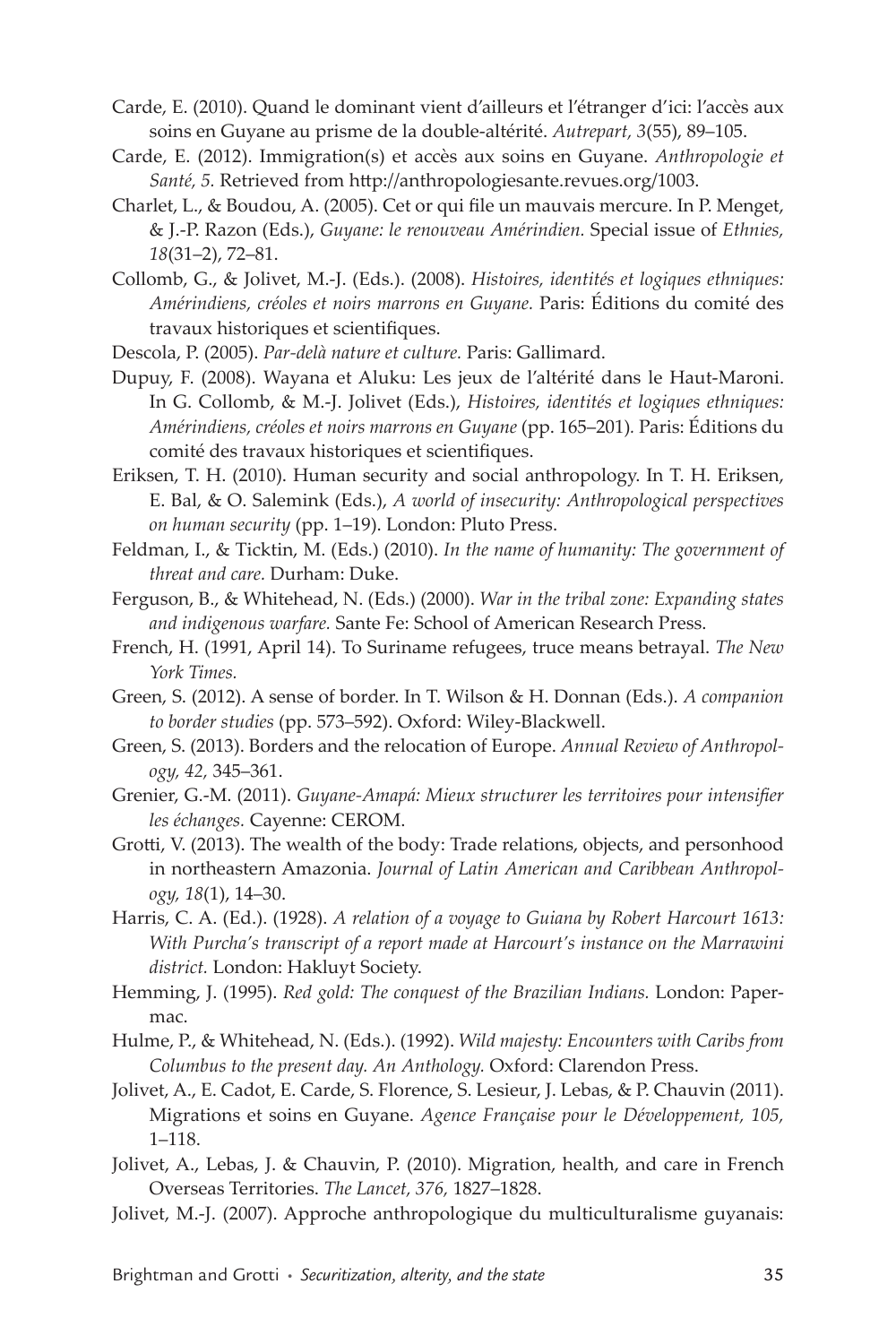Carde, E. (2010). Quand le dominant vient d'ailleurs et l'étranger d'ici: l'accès aux soins en Guyane au prisme de la double-altérité. *Autrepart, 3*(55), 89–105.

Carde, E. (2012). Immigration(s) et accès aux soins en Guyane. *Anthropologie et Santé, 5.* Retrieved from http://anthropologiesante.revues.org/1003.

Charlet, L., & Boudou, A. (2005). Cet or qui file un mauvais mercure. In P. Menget, & J.-P. Razon (Eds.), *Guyane: le renouveau Amérindien.* Special issue of *Ethnies, 18*(31–2), 72–81.

Collomb, G., & Jolivet, M.-J. (Eds.). (2008). *Histoires, identités et logiques ethniques: Amérindiens, créoles et noirs marrons en Guyane.* Paris: Éditions du comité des travaux historiques et scientifiques.

Descola, P. (2005). *Par-delà nature et culture.* Paris: Gallimard.

Dupuy, F. (2008). Wayana et Aluku: Les jeux de l'altérité dans le Haut-Maroni. In G. Collomb, & M.-J. Jolivet (Eds.), *Histoires, identités et logiques ethniques: Amérindiens, créoles et noirs marrons en Guyane* (pp. 165–201). Paris: Éditions du comité des travaux historiques et scientifiques.

Eriksen, T. H. (2010). Human security and social anthropology. In T. H. Eriksen, E. Bal, & O. Salemink (Eds.), *A world of insecurity: Anthropological perspectives on human security* (pp. 1–19). London: Pluto Press.

Feldman, I., & Ticktin, M. (Eds.) (2010). *In the name of humanity: The government of threat and care.* Durham: Duke.

Ferguson, B., & Whitehead, N. (Eds.) (2000). *War in the tribal zone: Expanding states and indigenous warfare.* Sante Fe: School of American Research Press.

French, H. (1991, April 14). To Suriname refugees, truce means betrayal. *The New York Times.*

Green, S. (2012). A sense of border. In T. Wilson & H. Donnan (Eds.). *A companion to border studies* (pp. 573–592). Oxford: Wiley-Blackwell.

Green, S. (2013). Borders and the relocation of Europe. *Annual Review of Anthropology, 42,* 345–361.

Grenier, G.-M. (2011). *Guyane-Amapá: Mieux structurer les territoires pour intensifier les échanges.* Cayenne: CEROM.

Grotti, V. (2013). The wealth of the body: Trade relations, objects, and personhood in northeastern Amazonia. *Journal of Latin American and Caribbean Anthropology, 18*(1), 14–30.

Harris, C. A. (Ed.). (1928). *A relation of a voyage to Guiana by Robert Harcourt 1613: With Purcha's transcript of a report made at Harcourt's instance on the Marrawini district.* London: Hakluyt Society.

Hemming, J. (1995). *Red gold: The conquest of the Brazilian Indians.* London: Papermac.

Hulme, P., & Whitehead, N. (Eds.). (1992). *Wild majesty: Encounters with Caribs from Columbus to the present day. An Anthology.* Oxford: Clarendon Press.

Jolivet, A., E. Cadot, E. Carde, S. Florence, S. Lesieur, J. Lebas, & P. Chauvin (2011). Migrations et soins en Guyane. *Agence Française pour le Développement, 105,* 1–118.

Jolivet, A., Lebas, J. & Chauvin, P. (2010). Migration, health, and care in French Overseas Territories. *The Lancet, 376,* 1827–1828.

Jolivet, M.-J. (2007). Approche anthropologique du multiculturalisme guyanais: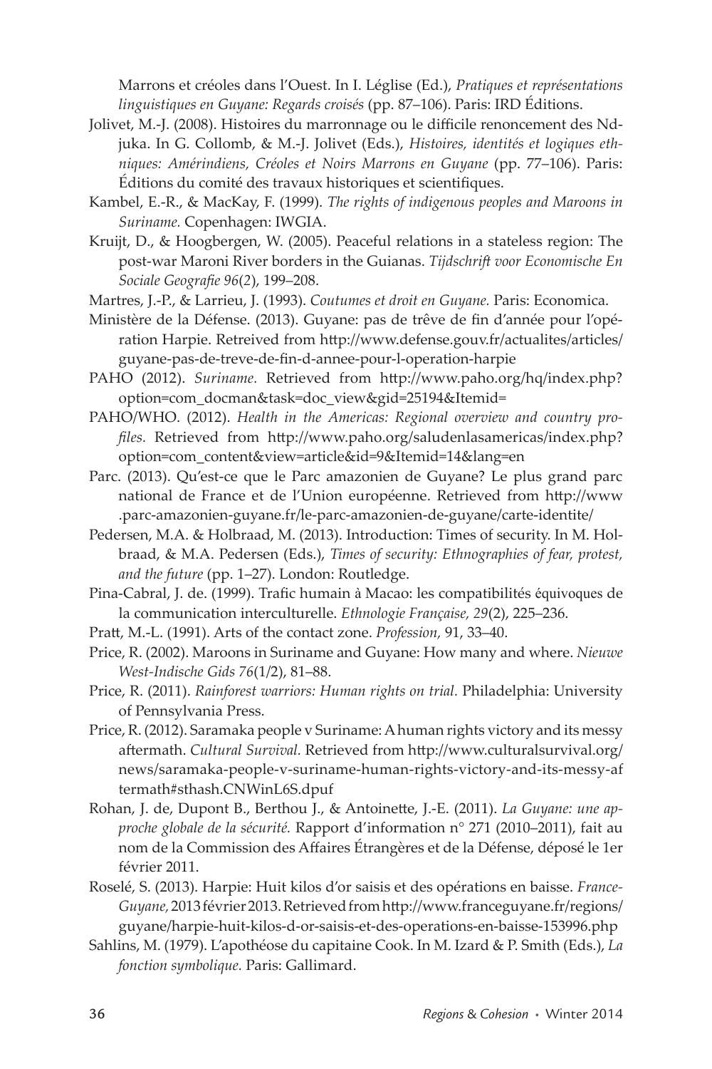Marrons et créoles dans l'Ouest. In I. Léglise (Ed.), *Pratiques et représentations linguistiques en Guyane: Regards croisés* (pp. 87–106). Paris: IRD Éditions.

Jolivet, M.-J. (2008). Histoires du marronnage ou le difficile renoncement des Ndjuka. In G. Collomb, & M.-J. Jolivet (Eds.), *Histoires, identités et logiques ethniques: Amérindiens, Créoles et Noirs Marrons en Guyane* (pp. 77–106). Paris: Éditions du comité des travaux historiques et scientifiques.

Kambel, E.-R., & MacKay, F. (1999). *The rights of indigenous peoples and Maroons in Suriname.* Copenhagen: IWGIA.

Kruijt, D., & Hoogbergen, W. (2005). Peaceful relations in a stateless region: The post-war Maroni River borders in the Guianas. *Tijdschrift voor Economische En Sociale Geografie 96*(2), 199–208.

Martres, J.-P., & Larrieu, J. (1993). *Coutumes et droit en Guyane.* Paris: Economica.

Ministère de la Défense. (2013). Guyane: pas de trêve de fin d'année pour l'opération Harpie. Retreived from http://www.defense.gouv.fr/actualites/articles/guyane-pas-de-treve-de-fin-d-annee-pour-l-operation-harpie

PAHO (2012). *Suriname.* Retrieved from http://www.paho.org/hq/index.php?option=com_docman&task=doc_view&gid=25194&Itemid=

PAHO/WHO. (2012). *Health in the Americas: Regional overview and country profiles.* Retrieved from http://www.paho.org/saludenlasamericas/index.php?option=com_content&view=article&id=9&Itemid=14&lang=en

Parc. (2013). Qu'est-ce que le Parc amazonien de Guyane? Le plus grand parc national de France et de l'Union européenne. Retrieved from http://www.parc-amazonien-guyane.fr/le-parc-amazonien-de-guyane/carte-identite/

Pedersen, M.A. & Holbraad, M. (2013). Introduction: Times of security. In M. Holbraad, & M.A. Pedersen (Eds.), *Times of security: Ethnographies of fear, protest, and the future* (pp. 1–27). London: Routledge.

Pina-Cabral, J. de. (1999). Trafic humain à Macao: les compatibilités équivoques de la communication interculturelle. *Ethnologie Française, 29*(2), 225–236.

Pratt, M.-L. (1991). Arts of the contact zone. *Profession,* 91, 33–40.

Price, R. (2002). Maroons in Suriname and Guyane: How many and where. *Nieuwe West-Indische Gids 76*(1/2), 81–88.

Price, R. (2011). *Rainforest warriors: Human rights on trial.* Philadelphia: University of Pennsylvania Press.

Price, R. (2012). Saramaka people v Suriname: A human rights victory and its messy aftermath. *Cultural Survival.* Retrieved from http://www.culturalsurvival.org/news/saramaka-people-v-suriname-human-rights-victory-and-its-messy-aftermath#sthash.CNWinL6S.dpuf

Rohan, J. de, Dupont B., Berthou J., & Antoinette, J.-E. (2011). *La Guyane: une approche globale de la sécurité.* Rapport d'information n° 271 (2010–2011), fait au nom de la Commission des Affaires Étrangères et de la Défense, déposé le 1er février 2011.

Roselé, S. (2013). Harpie: Huit kilos d'or saisis et des opérations en baisse. *France-Guyane,* 2013 février 2013. Retrieved from http://www.franceguyane.fr/regions/guyane/harpie-huit-kilos-d-or-saisis-et-des-operations-en-baisse-153996.php

Sahlins, M. (1979). L'apothéose du capitaine Cook. In M. Izard & P. Smith (Eds.), *La fonction symbolique.* Paris: Gallimard.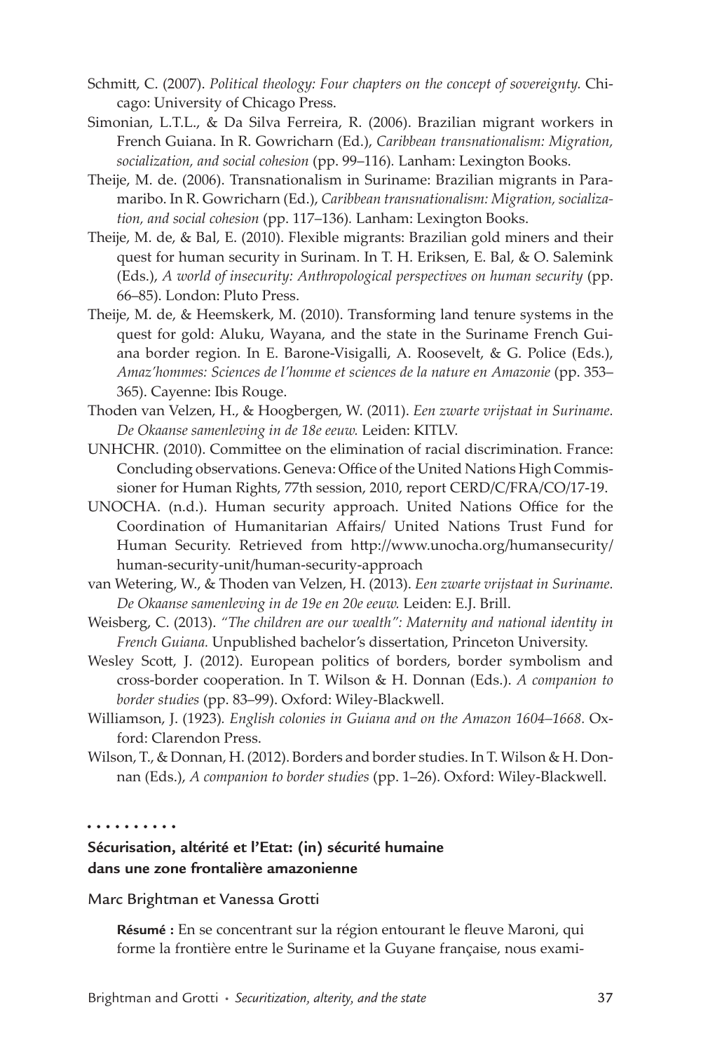Schmitt, C. (2007). *Political theology: Four chapters on the concept of sovereignty.* Chicago: University of Chicago Press.

Simonian, L.T.L., & Da Silva Ferreira, R. (2006). Brazilian migrant workers in French Guiana. In R. Gowricharn (Ed.), *Caribbean transnationalism: Migration, socialization, and social cohesion* (pp. 99–116). Lanham: Lexington Books.

Theije, M. de. (2006). Transnationalism in Suriname: Brazilian migrants in Paramaribo. In R. Gowricharn (Ed.), *Caribbean transnationalism: Migration, socialization, and social cohesion* (pp. 117–136). Lanham: Lexington Books.

Theije, M. de, & Bal, E. (2010). Flexible migrants: Brazilian gold miners and their quest for human security in Surinam. In T. H. Eriksen, E. Bal, & O. Salemink (Eds.), *A world of insecurity: Anthropological perspectives on human security* (pp. 66–85). London: Pluto Press.

Theije, M. de, & Heemskerk, M. (2010). Transforming land tenure systems in the quest for gold: Aluku, Wayana, and the state in the Suriname French Guiana border region. In E. Barone-Visigalli, A. Roosevelt, & G. Police (Eds.), *Amaz'hommes: Sciences de l'homme et sciences de la nature en Amazonie* (pp. 353–365). Cayenne: Ibis Rouge.

Thoden van Velzen, H., & Hoogbergen, W. (2011). *Een zwarte vrijstaat in Suriname. De Okaanse samenleving in de 18e eeuw.* Leiden: KITLV.

UNHCHR. (2010). Committee on the elimination of racial discrimination. France: Concluding observations. Geneva: Office of the United Nations High Commissioner for Human Rights, 77th session, 2010, report CERD/C/FRA/CO/17-19.

UNOCHA. (n.d.). Human security approach. United Nations Office for the Coordination of Humanitarian Affairs/ United Nations Trust Fund for Human Security. Retrieved from http://www.unocha.org/humansecurity/human-security-unit/human-security-approach

van Wetering, W., & Thoden van Velzen, H. (2013). *Een zwarte vrijstaat in Suriname. De Okaanse samenleving in de 19e en 20e eeuw.* Leiden: E.J. Brill.

Weisberg, C. (2013). *"The children are our wealth": Maternity and national identity in French Guiana.* Unpublished bachelor's dissertation, Princeton University.

Wesley Scott, J. (2012). European politics of borders, border symbolism and cross-border cooperation. In T. Wilson & H. Donnan (Eds.). *A companion to border studies* (pp. 83–99). Oxford: Wiley-Blackwell.

Williamson, J. (1923). *English colonies in Guiana and on the Amazon 1604–1668.* Oxford: Clarendon Press.

Wilson, T., & Donnan, H. (2012). Borders and border studies. In T. Wilson & H. Donnan (Eds.), *A companion to border studies* (pp. 1–26). Oxford: Wiley-Blackwell.

## Sécurisation, altérité et l'Etat: (in) sécurité humaine dans une zone frontalière amazonienne

Marc Brightman et Vanessa Grotti

**Résumé :** En se concentrant sur la région entourant le fleuve Maroni, qui forme la frontière entre le Suriname et la Guyane française, nous exami-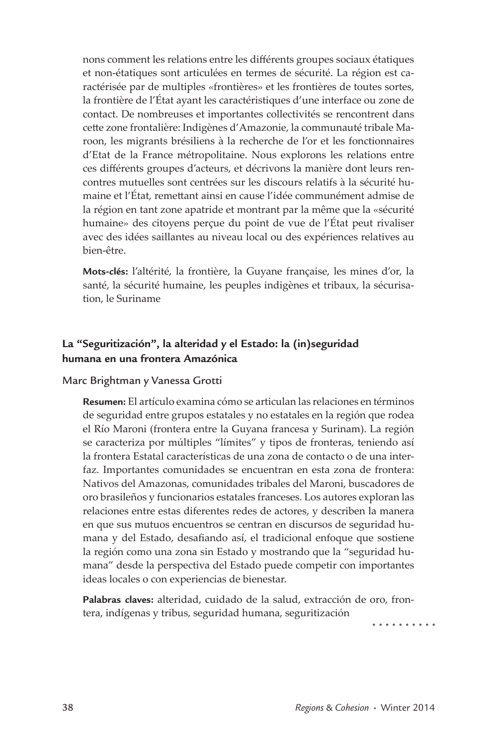nons comment les relations entre les différents groupes sociaux étatiques et non-étatiques sont articulées en termes de sécurité. La région est caractérisée par de multiples «frontières» et les frontières de toutes sortes, la frontière de l'État ayant les caractéristiques d'une interface ou zone de contact. De nombreuses et importantes collectivités se rencontrent dans cette zone frontalière: Indigènes d'Amazonie, la communauté tribale Maroon, les migrants brésiliens à la recherche de l'or et les fonctionnaires d'Etat de la France métropolitaine. Nous explorons les relations entre ces différents groupes d'acteurs, et décrivons la manière dont leurs rencontres mutuelles sont centrées sur les discours relatifs à la sécurité humaine et l'État, remettant ainsi en cause l'idée communément admise de la région en tant zone apatride et montrant par la même que la «sécurité humaine» des citoyens perçue du point de vue de l'État peut rivaliser avec des idées saillantes au niveau local ou des expériences relatives au bien-être.

**Mots-clés:** l'altérité, la frontière, la Guyane française, les mines d'or, la santé, la sécurité humaine, les peuples indigènes et tribaux, la sécurisation, le Suriname

### La "Seguritización", la alteridad y el Estado: la (in)seguridad humana en una frontera Amazónica

Marc Brightman y Vanessa Grotti

**Resumen:** El artículo examina cómo se articulan las relaciones en términos de seguridad entre grupos estatales y no estatales en la región que rodea el Río Maroni (frontera entre la Guyana francesa y Surinam). La región se caracteriza por múltiples "límites" y tipos de fronteras, teniendo así la frontera Estatal características de una zona de contacto o de una interfaz. Importantes comunidades se encuentran en esta zona de frontera: Nativos del Amazonas, comunidades tribales del Maroni, buscadores de oro brasileños y funcionarios estatales franceses. Los autores exploran las relaciones entre estas diferentes redes de actores, y describen la manera en que sus mutuos encuentros se centran en discursos de seguridad humana y del Estado, desafiando así, el tradicional enfoque que sostiene la región como una zona sin Estado y mostrando que la "seguridad humana" desde la perspectiva del Estado puede competir con importantes ideas locales o con experiencias de bienestar.

**Palabras claves:** alteridad, cuidado de la salud, extracción de oro, frontera, indígenas y tribus, seguridad humana, seguritización